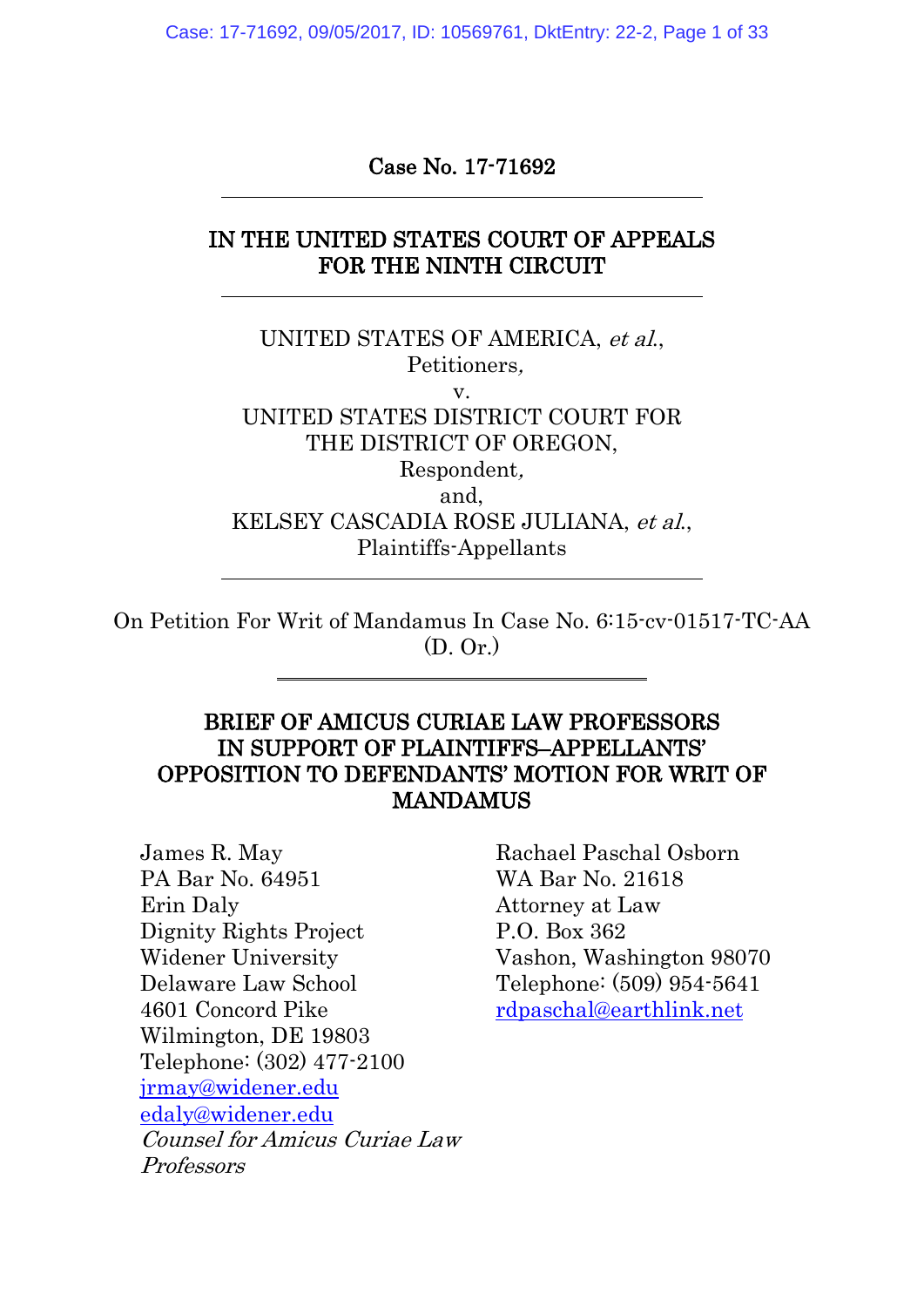Case No. 17-71692

IN THE UNITED STATES COURT OF APPEALS
FOR THE NINTH CIRCUIT

UNITED STATES OF AMERICA, *et al*.,
Petitioners,
v.
UNITED STATES DISTRICT COURT FOR
THE DISTRICT OF OREGON,
Respondent,
and,
KELSEY CASCADIA ROSE JULIANA, *et al*.,
Plaintiffs-Appellants

On Petition For Writ of Mandamus In Case No. 6:15-cv-01517-TC-AA
(D. Or.)

**BRIEF OF AMICUS CURIAE LAW PROFESSORS
IN SUPPORT OF PLAINTIFFS–APPELLANTS' OPPOSITION TO DEFENDANTS' MOTION FOR WRIT OF MANDAMUS**

James R. May
PA Bar No. 64951
Erin Daly
Dignity Rights Project
Widener University
Delaware Law School
4601 Concord Pike
Wilmington, DE 19803
Telephone: (302) 477-2100
jrmay@widener.edu
edaly@widener.edu
*Counsel for Amicus Curiae Law Professors*

Rachael Paschal Osborn
WA Bar No. 21618
Attorney at Law
P.O. Box 362
Vashon, Washington 98070
Telephone: (509) 954-5641
rdpaschal@earthlink.net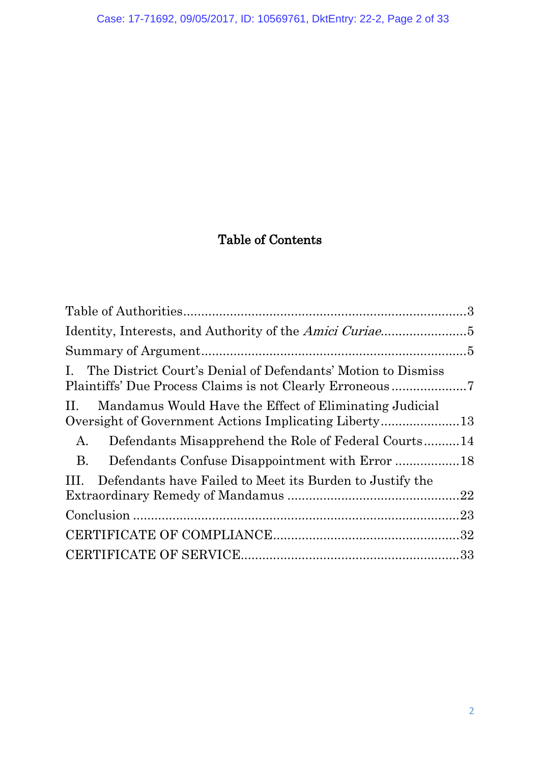## Table of Contents

Table of Authorities ................................................................................ 3

Identity, Interests, and Authority of the *Amici Curiae* ........................ 5

Summary of Argument ........................................................................... 5

I. The District Court's Denial of Defendants' Motion to Dismiss Plaintiffs' Due Process Claims is not Clearly Erroneous ..................... 7

II. Mandamus Would Have the Effect of Eliminating Judicial Oversight of Government Actions Implicating Liberty ...................... 13

A. Defendants Misapprehend the Role of Federal Courts .......... 14

B. Defendants Confuse Disappointment with Error .................. 18

III. Defendants have Failed to Meet its Burden to Justify the Extraordinary Remedy of Mandamus ................................................ 22

Conclusion ............................................................................................ 23

CERTIFICATE OF COMPLIANCE .................................................... 32

CERTIFICATE OF SERVICE ............................................................. 33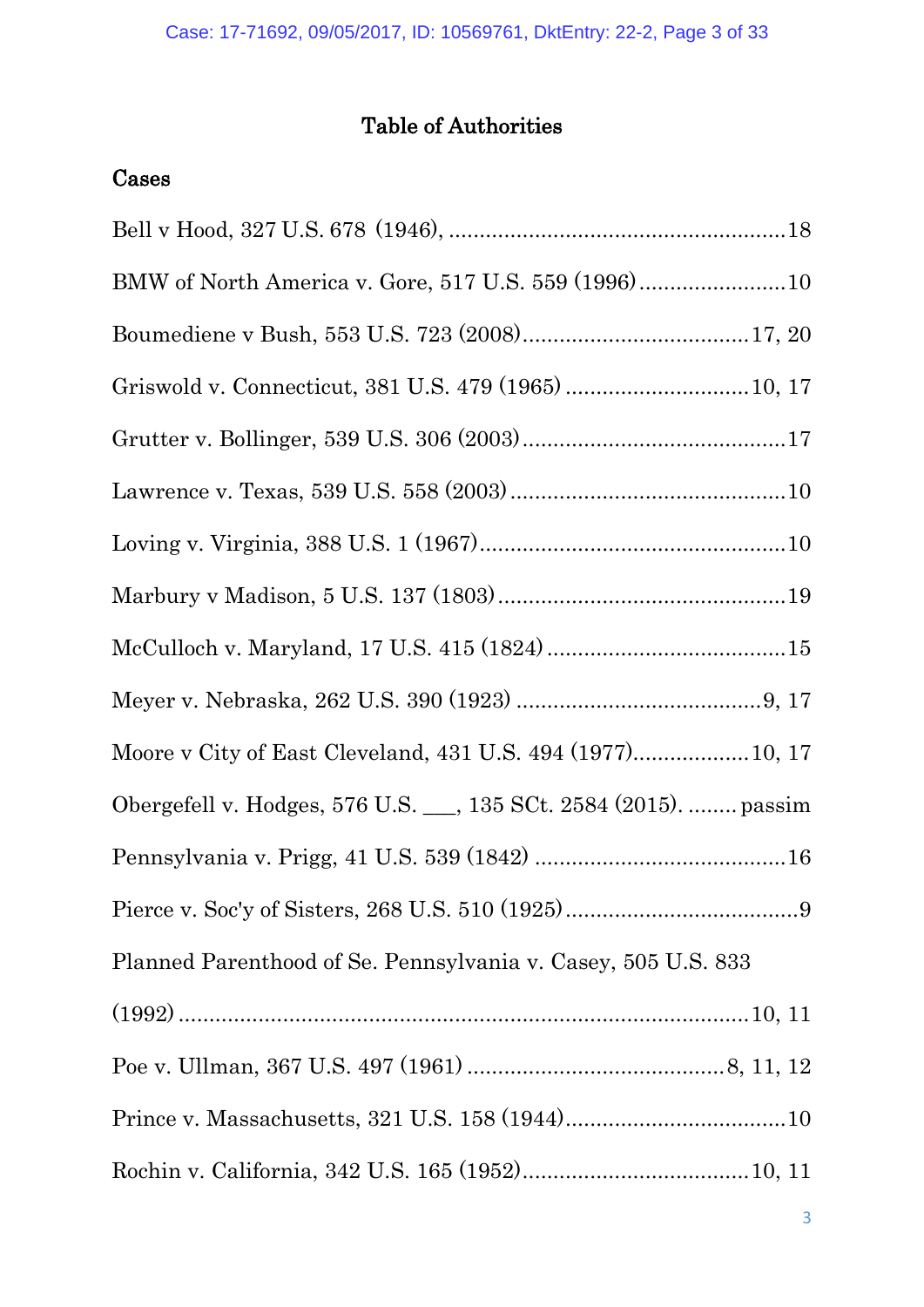# Table of Authorities

## Cases

Bell v Hood, 327 U.S. 678 (1946), ........................................................18

BMW of North America v. Gore, 517 U.S. 559 (1996)........................10

Boumediene v Bush, 553 U.S. 723 (2008)....................................17, 20

Griswold v. Connecticut, 381 U.S. 479 (1965) .............................10, 17

Grutter v. Bollinger, 539 U.S. 306 (2003)..........................................17

Lawrence v. Texas, 539 U.S. 558 (2003)............................................10

Loving v. Virginia, 388 U.S. 1 (1967).................................................10

Marbury v Madison, 5 U.S. 137 (1803)..............................................19

McCulloch v. Maryland, 17 U.S. 415 (1824)......................................15

Meyer v. Nebraska, 262 U.S. 390 (1923) .......................................9, 17

Moore v City of East Cleveland, 431 U.S. 494 (1977)..................10, 17

Obergefell v. Hodges, 576 U.S. ___, 135 SCt. 2584 (2015). ........ passim

Pennsylvania v. Prigg, 41 U.S. 539 (1842) ........................................16

Pierce v. Soc'y of Sisters, 268 U.S. 510 (1925)......................................9

Planned Parenthood of Se. Pennsylvania v. Casey, 505 U.S. 833 (1992).........................................................................................10, 11

Poe v. Ullman, 367 U.S. 497 (1961) .........................................8, 11, 12

Prince v. Massachusetts, 321 U.S. 158 (1944)....................................10

Rochin v. California, 342 U.S. 165 (1952)....................................10, 11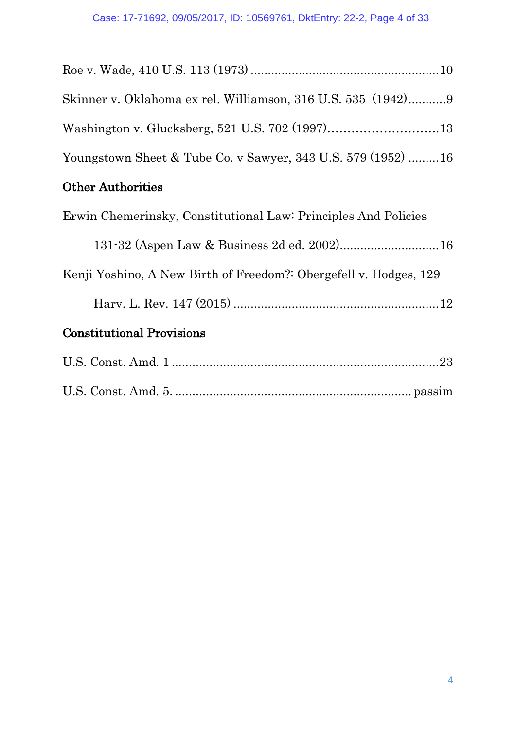Roe v. Wade, 410 U.S. 113 (1973) ......................................................10

Skinner v. Oklahoma ex rel. Williamson, 316 U.S. 535 (1942)...........9

Washington v. Glucksberg, 521 U.S. 702 (1997)............................13

Youngstown Sheet & Tube Co. v Sawyer, 343 U.S. 579 (1952) .........16

## Other Authorities

Erwin Chemerinsky, Constitutional Law: Principles And Policies
131-32 (Aspen Law & Business 2d ed. 2002).............................16

Kenji Yoshino, A New Birth of Freedom?: Obergefell v. Hodges, 129
Harv. L. Rev. 147 (2015) ............................................................12

## Constitutional Provisions

U.S. Const. Amd. 1 ..............................................................................23

U.S. Const. Amd. 5. .................................................................... passim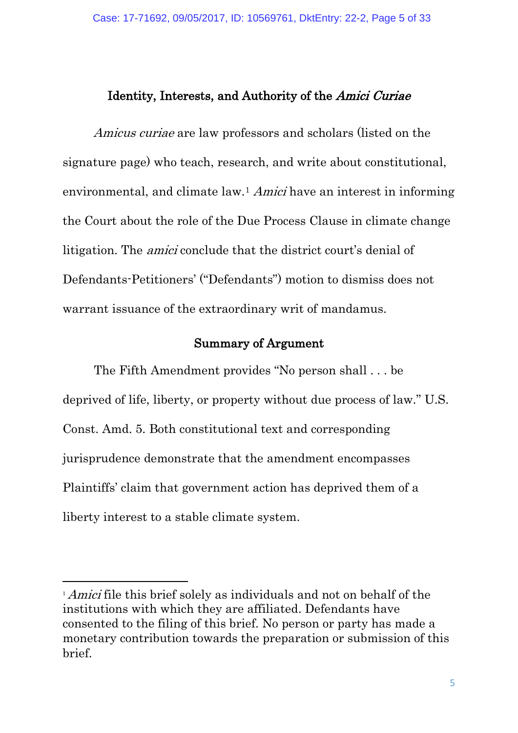## Identity, Interests, and Authority of the *Amici Curiae*

*Amicus curiae* are law professors and scholars (listed on the signature page) who teach, research, and write about constitutional, environmental, and climate law.[1] *Amici* have an interest in informing the Court about the role of the Due Process Clause in climate change litigation. The *amici* conclude that the district court's denial of Defendants-Petitioners' ("Defendants") motion to dismiss does not warrant issuance of the extraordinary writ of mandamus.

## Summary of Argument

The Fifth Amendment provides "No person shall . . . be deprived of life, liberty, or property without due process of law." U.S. Const. Amd. 5. Both constitutional text and corresponding jurisprudence demonstrate that the amendment encompasses Plaintiffs' claim that government action has deprived them of a liberty interest to a stable climate system.

---

[1] *Amici* file this brief solely as individuals and not on behalf of the institutions with which they are affiliated. Defendants have consented to the filing of this brief. No person or party has made a monetary contribution towards the preparation or submission of this brief.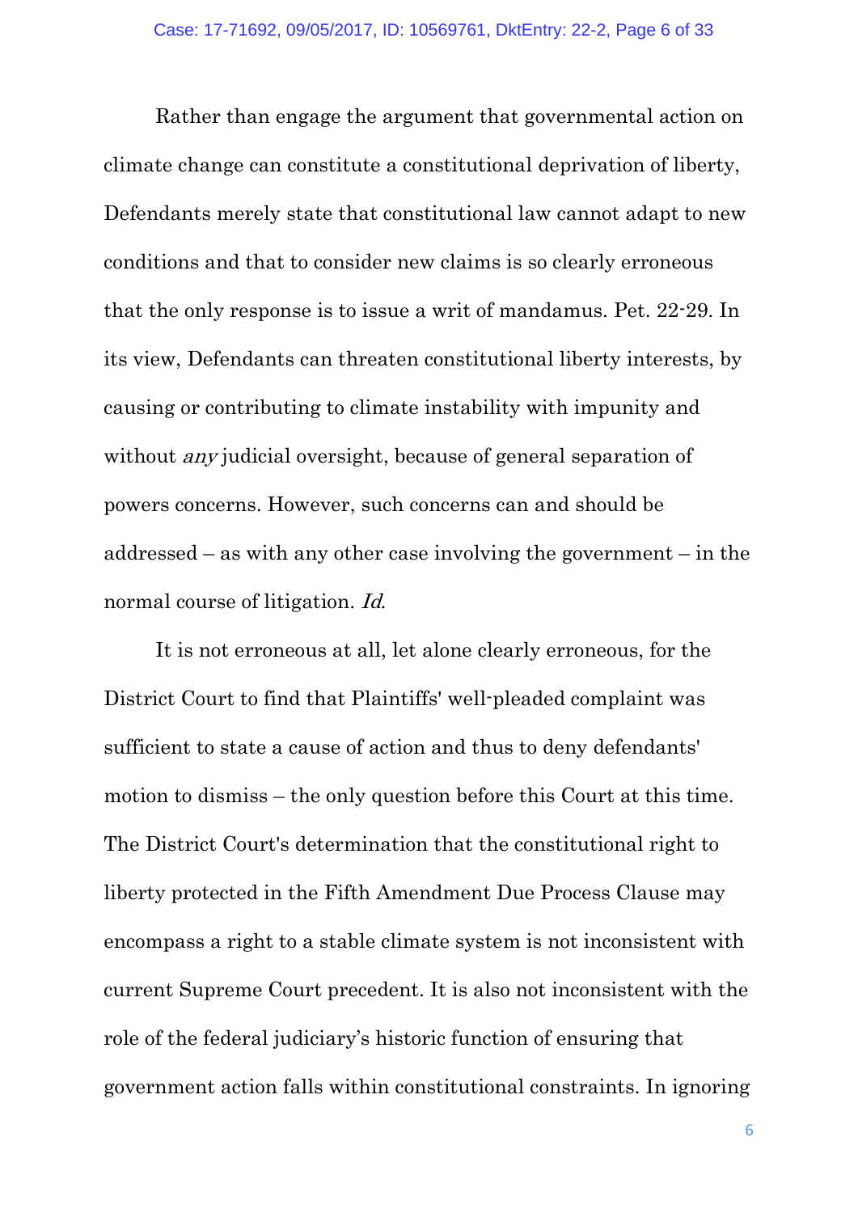Rather than engage the argument that governmental action on climate change can constitute a constitutional deprivation of liberty, Defendants merely state that constitutional law cannot adapt to new conditions and that to consider new claims is so clearly erroneous that the only response is to issue a writ of mandamus. Pet. 22-29. In its view, Defendants can threaten constitutional liberty interests, by causing or contributing to climate instability with impunity and without *any* judicial oversight, because of general separation of powers concerns. However, such concerns can and should be addressed – as with any other case involving the government – in the normal course of litigation. *Id.*

It is not erroneous at all, let alone clearly erroneous, for the District Court to find that Plaintiffs' well-pleaded complaint was sufficient to state a cause of action and thus to deny defendants' motion to dismiss – the only question before this Court at this time. The District Court's determination that the constitutional right to liberty protected in the Fifth Amendment Due Process Clause may encompass a right to a stable climate system is not inconsistent with current Supreme Court precedent. It is also not inconsistent with the role of the federal judiciary's historic function of ensuring that government action falls within constitutional constraints. In ignoring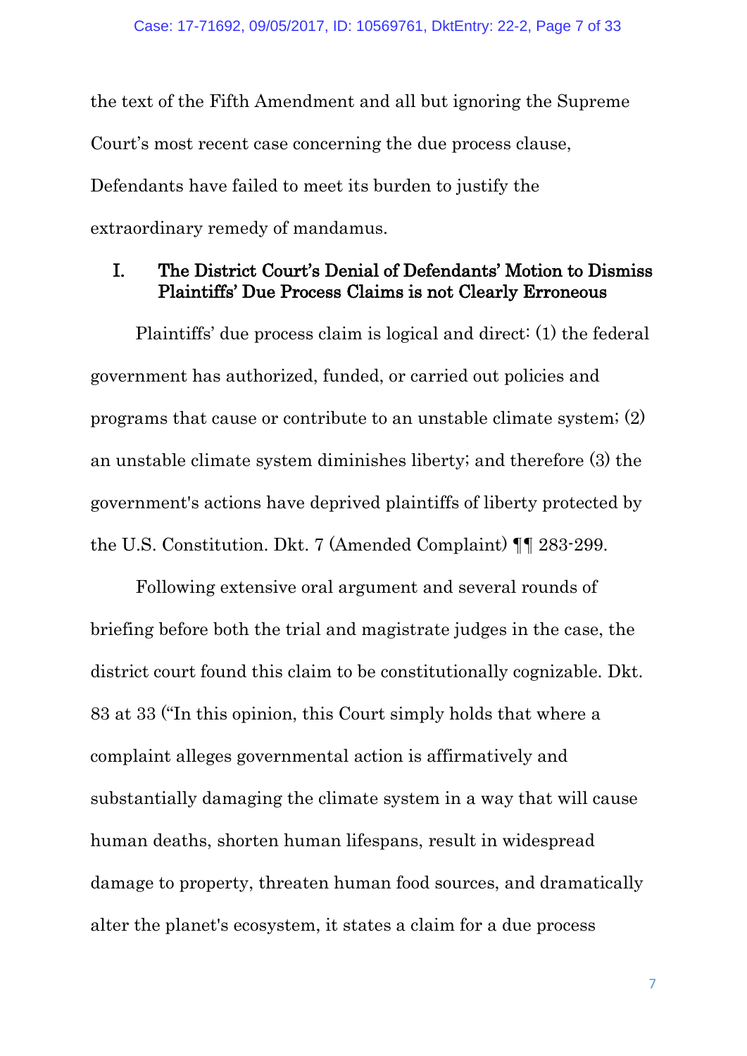the text of the Fifth Amendment and all but ignoring the Supreme Court's most recent case concerning the due process clause, Defendants have failed to meet its burden to justify the extraordinary remedy of mandamus.

## I. The District Court's Denial of Defendants' Motion to Dismiss Plaintiffs' Due Process Claims is not Clearly Erroneous

Plaintiffs' due process claim is logical and direct: (1) the federal government has authorized, funded, or carried out policies and programs that cause or contribute to an unstable climate system; (2) an unstable climate system diminishes liberty; and therefore (3) the government's actions have deprived plaintiffs of liberty protected by the U.S. Constitution. Dkt. 7 (Amended Complaint) ¶¶ 283-299.

Following extensive oral argument and several rounds of briefing before both the trial and magistrate judges in the case, the district court found this claim to be constitutionally cognizable. Dkt. 83 at 33 ("In this opinion, this Court simply holds that where a complaint alleges governmental action is affirmatively and substantially damaging the climate system in a way that will cause human deaths, shorten human lifespans, result in widespread damage to property, threaten human food sources, and dramatically alter the planet's ecosystem, it states a claim for a due process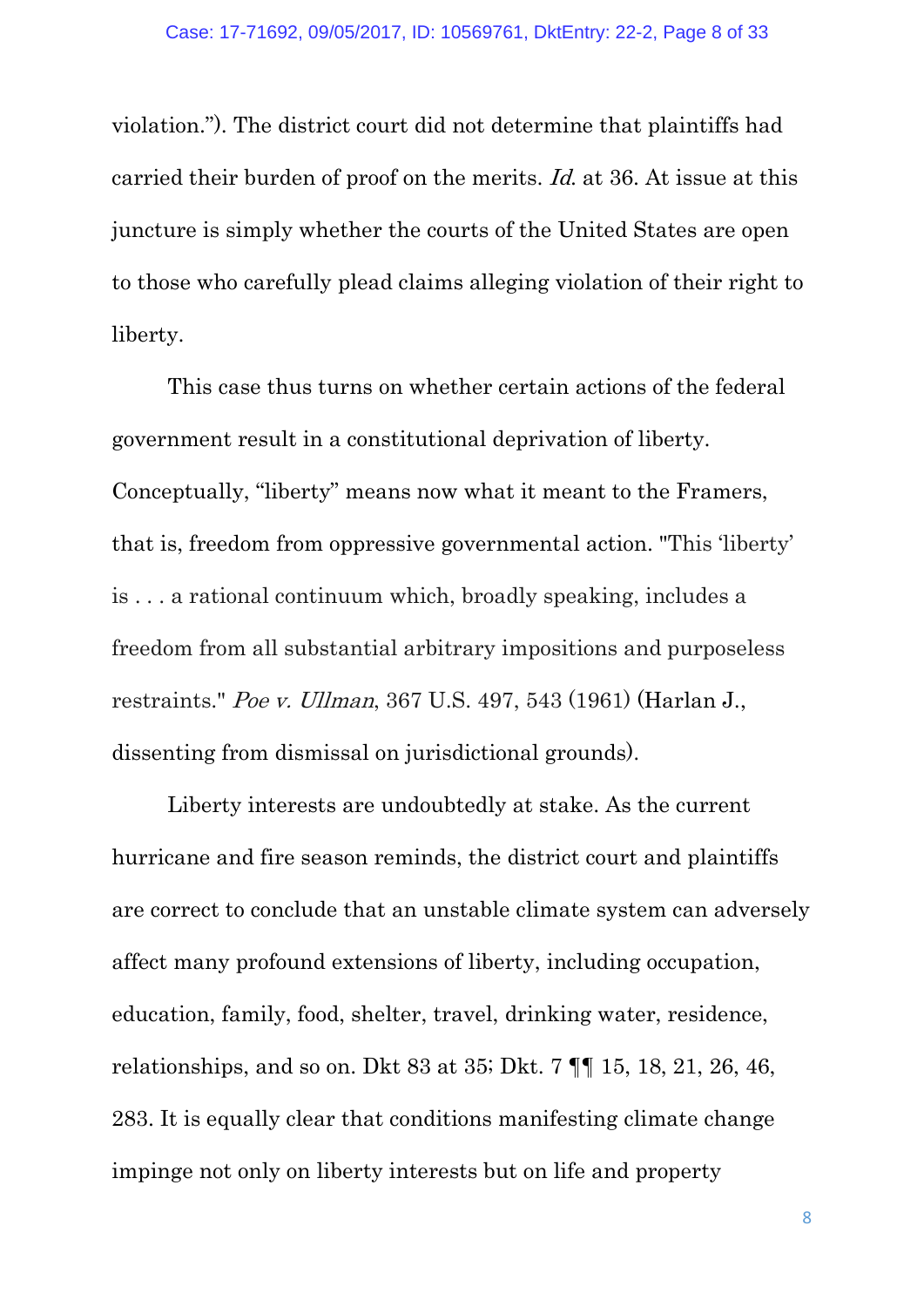violation."). The district court did not determine that plaintiffs had carried their burden of proof on the merits. *Id.* at 36. At issue at this juncture is simply whether the courts of the United States are open to those who carefully plead claims alleging violation of their right to liberty.

This case thus turns on whether certain actions of the federal government result in a constitutional deprivation of liberty. Conceptually, "liberty" means now what it meant to the Framers, that is, freedom from oppressive governmental action. "This 'liberty' is . . . a rational continuum which, broadly speaking, includes a freedom from all substantial arbitrary impositions and purposeless restraints." *Poe v. Ullman*, 367 U.S. 497, 543 (1961) (Harlan J., dissenting from dismissal on jurisdictional grounds).

Liberty interests are undoubtedly at stake. As the current hurricane and fire season reminds, the district court and plaintiffs are correct to conclude that an unstable climate system can adversely affect many profound extensions of liberty, including occupation, education, family, food, shelter, travel, drinking water, residence, relationships, and so on. Dkt 83 at 35; Dkt. 7 ¶¶ 15, 18, 21, 26, 46, 283. It is equally clear that conditions manifesting climate change impinge not only on liberty interests but on life and property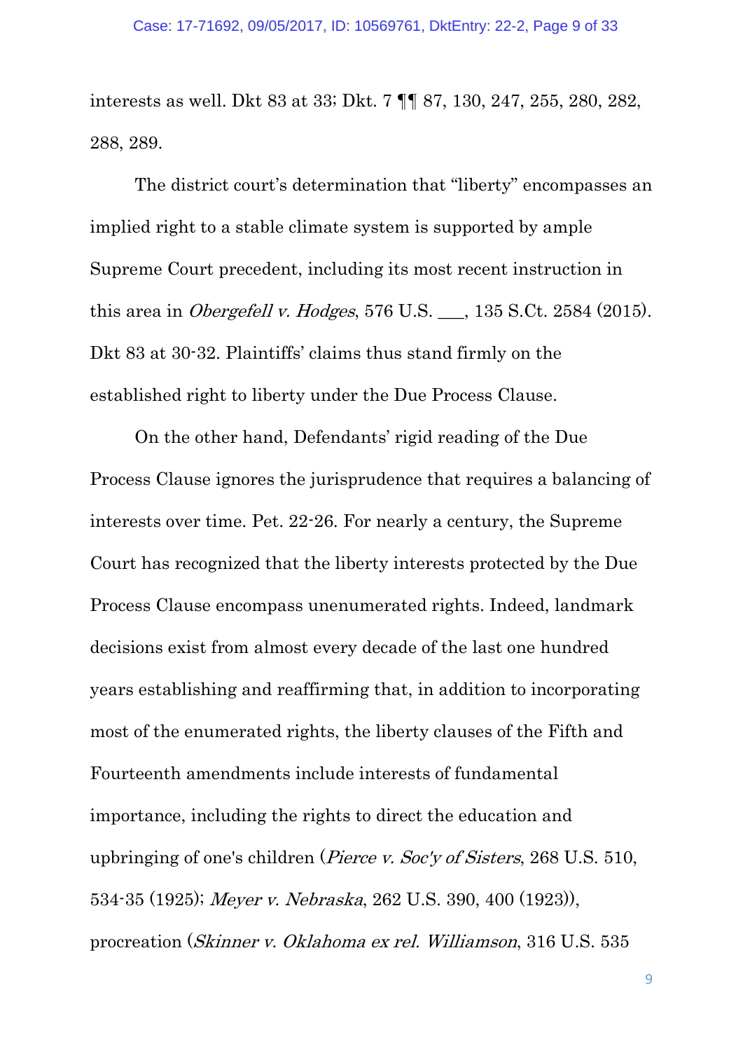interests as well. Dkt 83 at 33; Dkt. 7 ¶¶ 87, 130, 247, 255, 280, 282, 288, 289.

The district court's determination that "liberty" encompasses an implied right to a stable climate system is supported by ample Supreme Court precedent, including its most recent instruction in this area in *Obergefell v. Hodges*, 576 U.S. ___, 135 S.Ct. 2584 (2015). Dkt 83 at 30-32. Plaintiffs' claims thus stand firmly on the established right to liberty under the Due Process Clause.

On the other hand, Defendants' rigid reading of the Due Process Clause ignores the jurisprudence that requires a balancing of interests over time. Pet. 22-26. For nearly a century, the Supreme Court has recognized that the liberty interests protected by the Due Process Clause encompass unenumerated rights. Indeed, landmark decisions exist from almost every decade of the last one hundred years establishing and reaffirming that, in addition to incorporating most of the enumerated rights, the liberty clauses of the Fifth and Fourteenth amendments include interests of fundamental importance, including the rights to direct the education and upbringing of one's children (*Pierce v. Soc'y of Sisters*, 268 U.S. 510, 534-35 (1925); *Meyer v. Nebraska*, 262 U.S. 390, 400 (1923)), procreation (*Skinner v. Oklahoma ex rel. Williamson*, 316 U.S. 535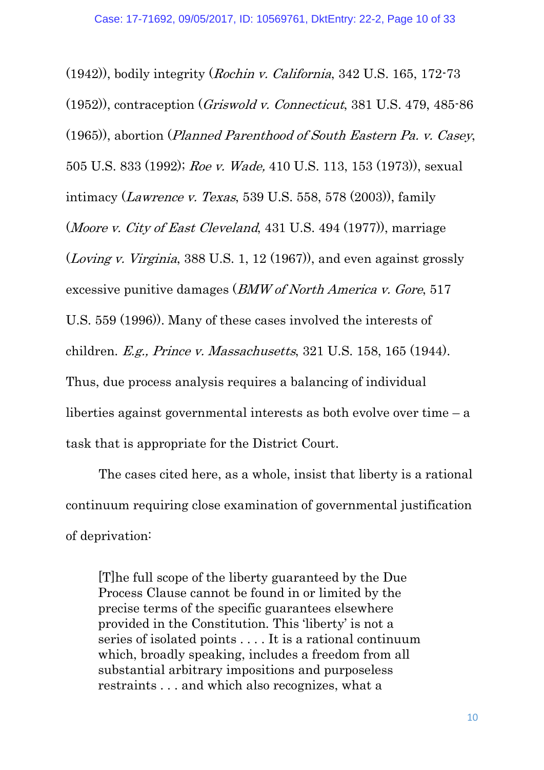(1942)), bodily integrity (*Rochin v. California*, 342 U.S. 165, 172-73 (1952)), contraception (*Griswold v. Connecticut*, 381 U.S. 479, 485-86 (1965)), abortion (*Planned Parenthood of South Eastern Pa. v. Casey*, 505 U.S. 833 (1992); *Roe v. Wade,* 410 U.S. 113, 153 (1973)), sexual intimacy (*Lawrence v. Texas*, 539 U.S. 558, 578 (2003)), family (*Moore v. City of East Cleveland*, 431 U.S. 494 (1977)), marriage (*Loving v. Virginia*, 388 U.S. 1, 12 (1967)), and even against grossly excessive punitive damages (*BMW of North America v. Gore*, 517 U.S. 559 (1996)). Many of these cases involved the interests of children. *E.g., Prince v. Massachusetts*, 321 U.S. 158, 165 (1944). Thus, due process analysis requires a balancing of individual liberties against governmental interests as both evolve over time – a task that is appropriate for the District Court.

The cases cited here, as a whole, insist that liberty is a rational continuum requiring close examination of governmental justification of deprivation:

> [T]he full scope of the liberty guaranteed by the Due Process Clause cannot be found in or limited by the precise terms of the specific guarantees elsewhere provided in the Constitution. This 'liberty' is not a series of isolated points . . . . It is a rational continuum which, broadly speaking, includes a freedom from all substantial arbitrary impositions and purposeless restraints . . . and which also recognizes, what a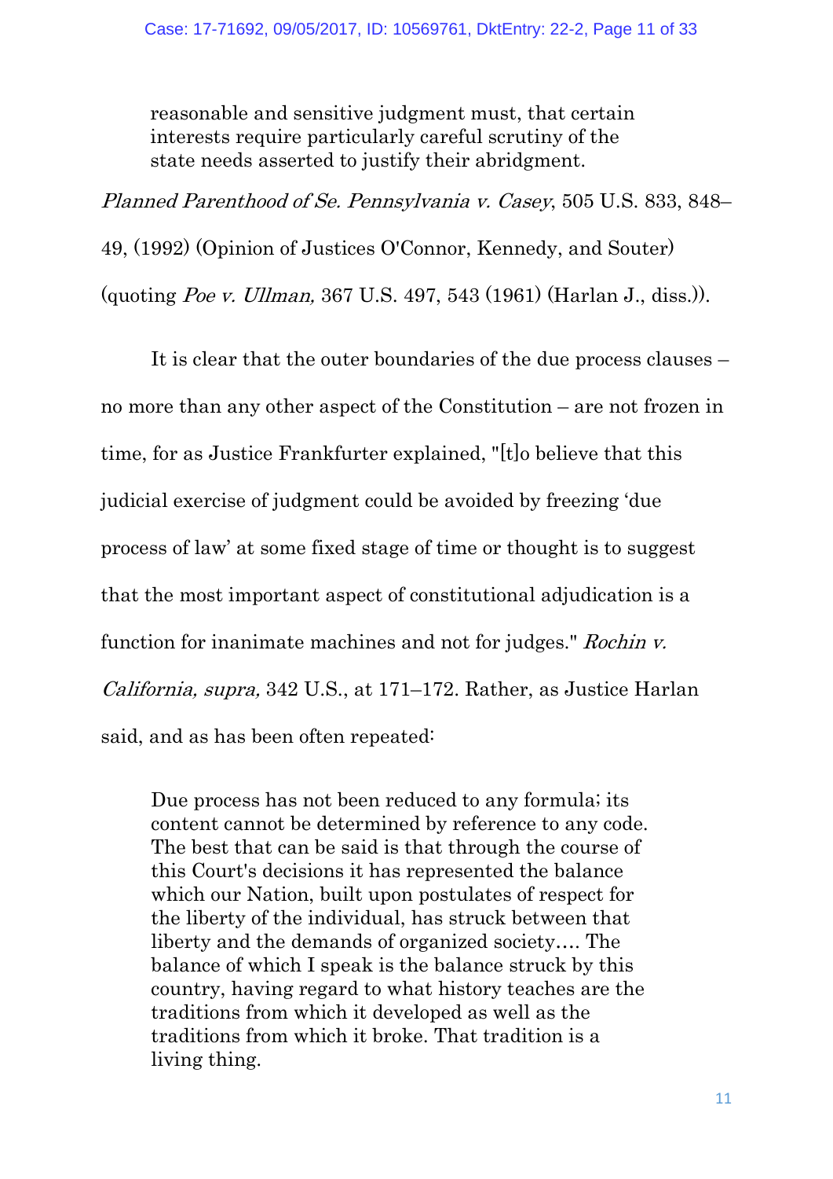> reasonable and sensitive judgment must, that certain interests require particularly careful scrutiny of the state needs asserted to justify their abridgment.

*Planned Parenthood of Se. Pennsylvania v. Casey*, 505 U.S. 833, 848–49, (1992) (Opinion of Justices O'Connor, Kennedy, and Souter) (quoting *Poe v. Ullman,* 367 U.S. 497, 543 (1961) (Harlan J., diss.)).

It is clear that the outer boundaries of the due process clauses – no more than any other aspect of the Constitution – are not frozen in time, for as Justice Frankfurter explained, "[t]o believe that this judicial exercise of judgment could be avoided by freezing 'due process of law' at some fixed stage of time or thought is to suggest that the most important aspect of constitutional adjudication is a function for inanimate machines and not for judges." *Rochin v. California, supra,* 342 U.S., at 171–172. Rather, as Justice Harlan said, and as has been often repeated:

> Due process has not been reduced to any formula; its content cannot be determined by reference to any code. The best that can be said is that through the course of this Court's decisions it has represented the balance which our Nation, built upon postulates of respect for the liberty of the individual, has struck between that liberty and the demands of organized society…. The balance of which I speak is the balance struck by this country, having regard to what history teaches are the traditions from which it developed as well as the traditions from which it broke. That tradition is a living thing.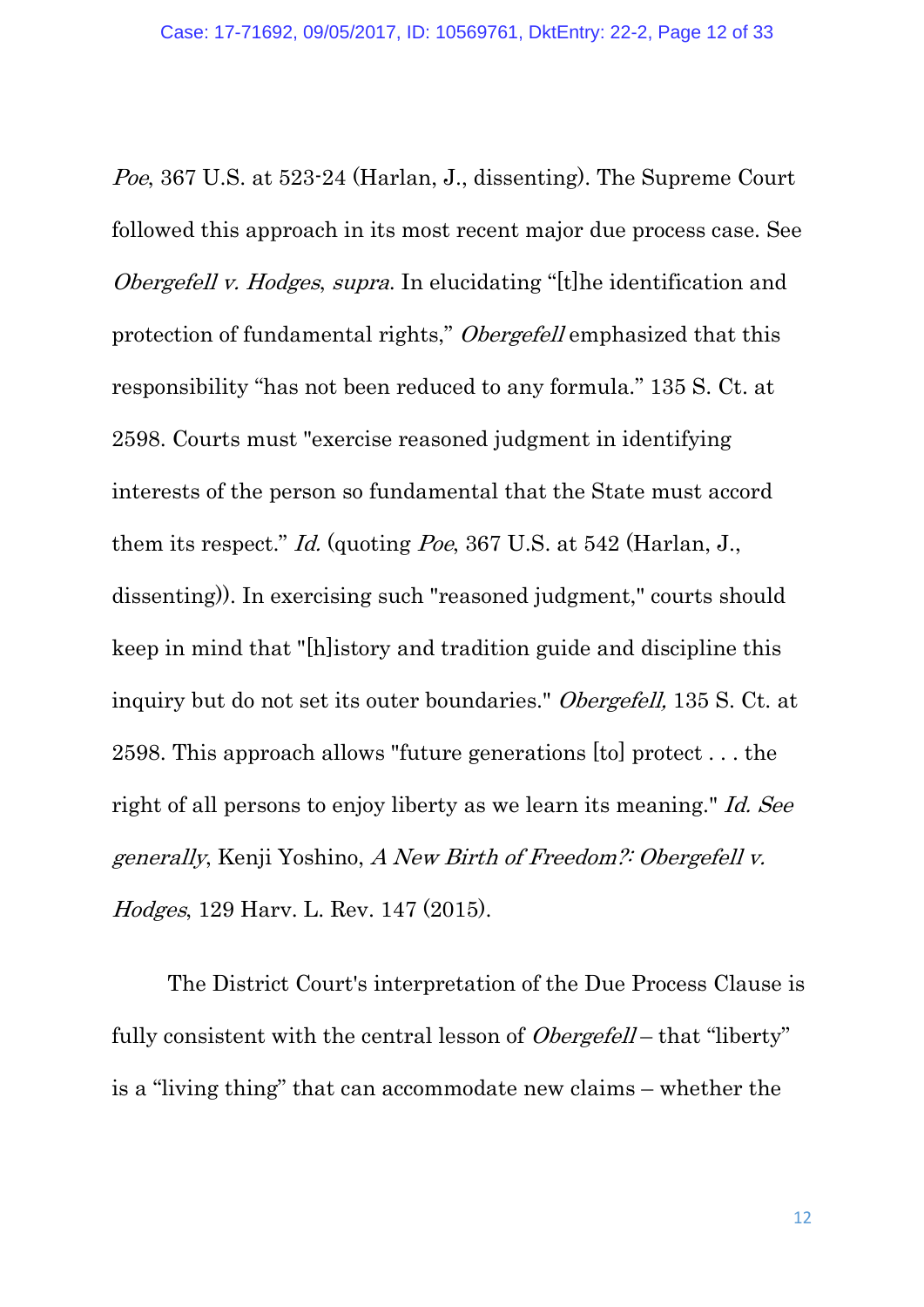*Poe*, 367 U.S. at 523-24 (Harlan, J., dissenting). The Supreme Court followed this approach in its most recent major due process case. See *Obergefell v. Hodges*, *supra*. In elucidating "[t]he identification and protection of fundamental rights," *Obergefell* emphasized that this responsibility "has not been reduced to any formula." 135 S. Ct. at 2598. Courts must "exercise reasoned judgment in identifying interests of the person so fundamental that the State must accord them its respect." *Id.* (quoting *Poe*, 367 U.S. at 542 (Harlan, J., dissenting)). In exercising such "reasoned judgment," courts should keep in mind that "[h]istory and tradition guide and discipline this inquiry but do not set its outer boundaries." *Obergefell,* 135 S. Ct. at 2598. This approach allows "future generations [to] protect . . . the right of all persons to enjoy liberty as we learn its meaning." *Id. See generally*, Kenji Yoshino, *A New Birth of Freedom?: Obergefell v. Hodges*, 129 Harv. L. Rev. 147 (2015).

The District Court's interpretation of the Due Process Clause is fully consistent with the central lesson of *Obergefell* – that "liberty" is a "living thing" that can accommodate new claims – whether the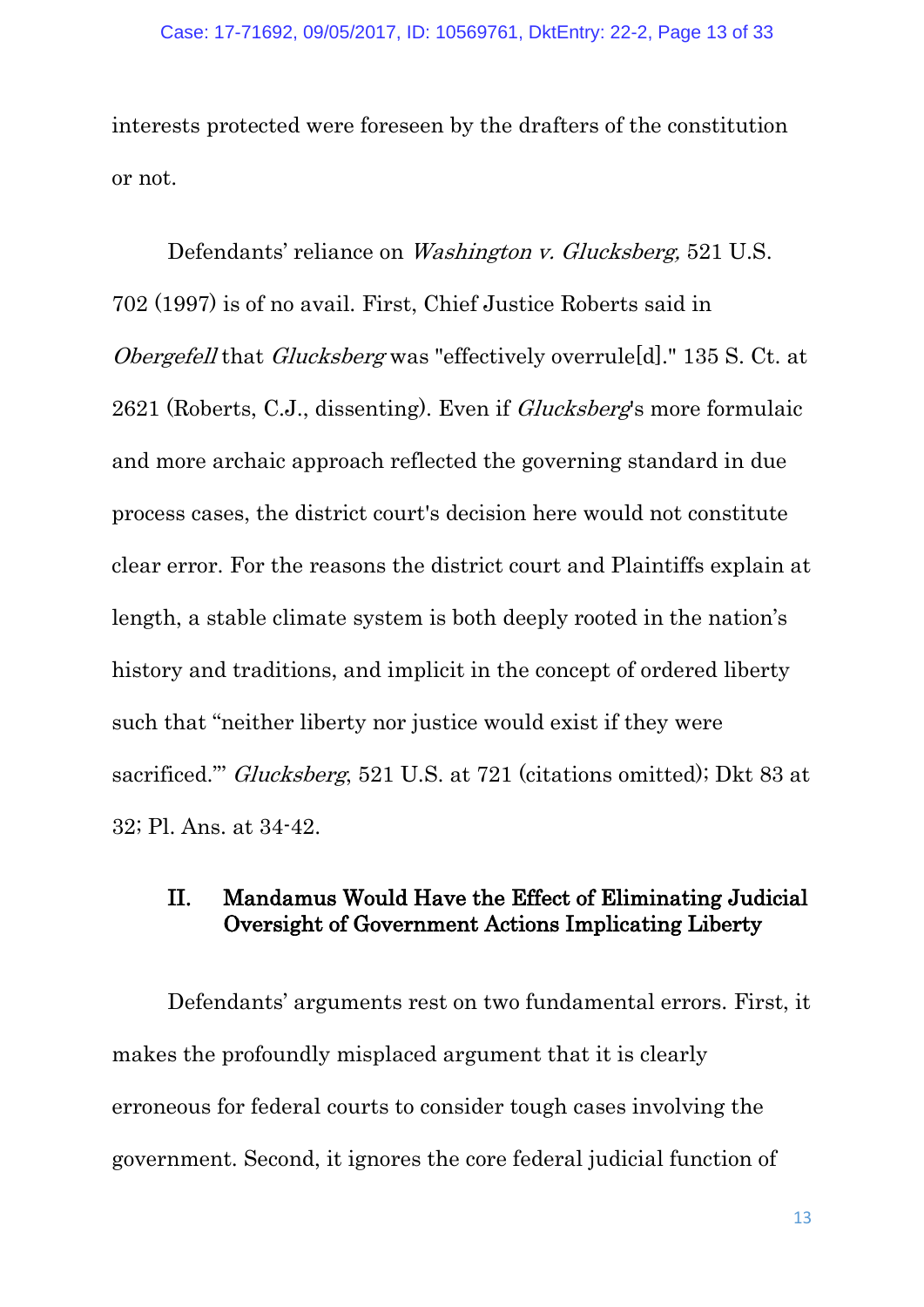interests protected were foreseen by the drafters of the constitution or not.

Defendants' reliance on *Washington v. Glucksberg,* 521 U.S. 702 (1997) is of no avail. First, Chief Justice Roberts said in *Obergefell* that *Glucksberg* was "effectively overrule[d]." 135 S. Ct. at 2621 (Roberts, C.J., dissenting). Even if *Glucksberg*'s more formulaic and more archaic approach reflected the governing standard in due process cases, the district court's decision here would not constitute clear error. For the reasons the district court and Plaintiffs explain at length, a stable climate system is both deeply rooted in the nation's history and traditions, and implicit in the concept of ordered liberty such that "neither liberty nor justice would exist if they were sacrificed.'" *Glucksberg*, 521 U.S. at 721 (citations omitted); Dkt 83 at 32; Pl. Ans. at 34-42.

## II. Mandamus Would Have the Effect of Eliminating Judicial Oversight of Government Actions Implicating Liberty

Defendants' arguments rest on two fundamental errors. First, it makes the profoundly misplaced argument that it is clearly erroneous for federal courts to consider tough cases involving the government. Second, it ignores the core federal judicial function of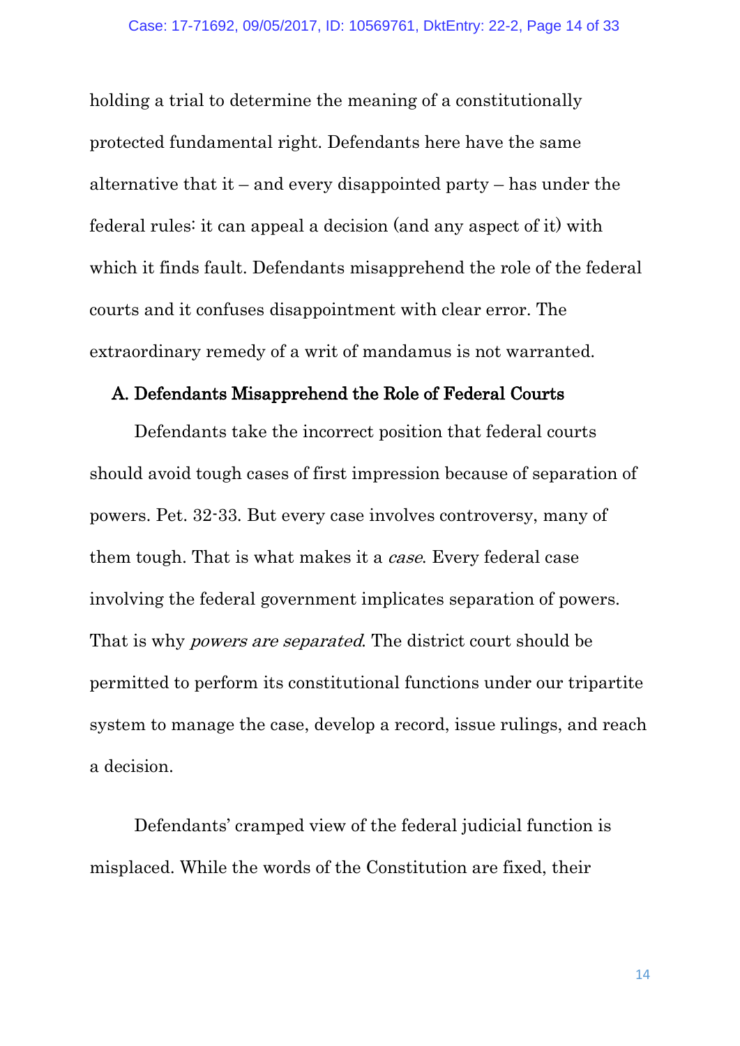holding a trial to determine the meaning of a constitutionally protected fundamental right. Defendants here have the same alternative that it – and every disappointed party – has under the federal rules: it can appeal a decision (and any aspect of it) with which it finds fault. Defendants misapprehend the role of the federal courts and it confuses disappointment with clear error. The extraordinary remedy of a writ of mandamus is not warranted.

### A. Defendants Misapprehend the Role of Federal Courts

Defendants take the incorrect position that federal courts should avoid tough cases of first impression because of separation of powers. Pet. 32-33. But every case involves controversy, many of them tough. That is what makes it a *case*. Every federal case involving the federal government implicates separation of powers. That is why *powers are separated*. The district court should be permitted to perform its constitutional functions under our tripartite system to manage the case, develop a record, issue rulings, and reach a decision.

Defendants' cramped view of the federal judicial function is misplaced. While the words of the Constitution are fixed, their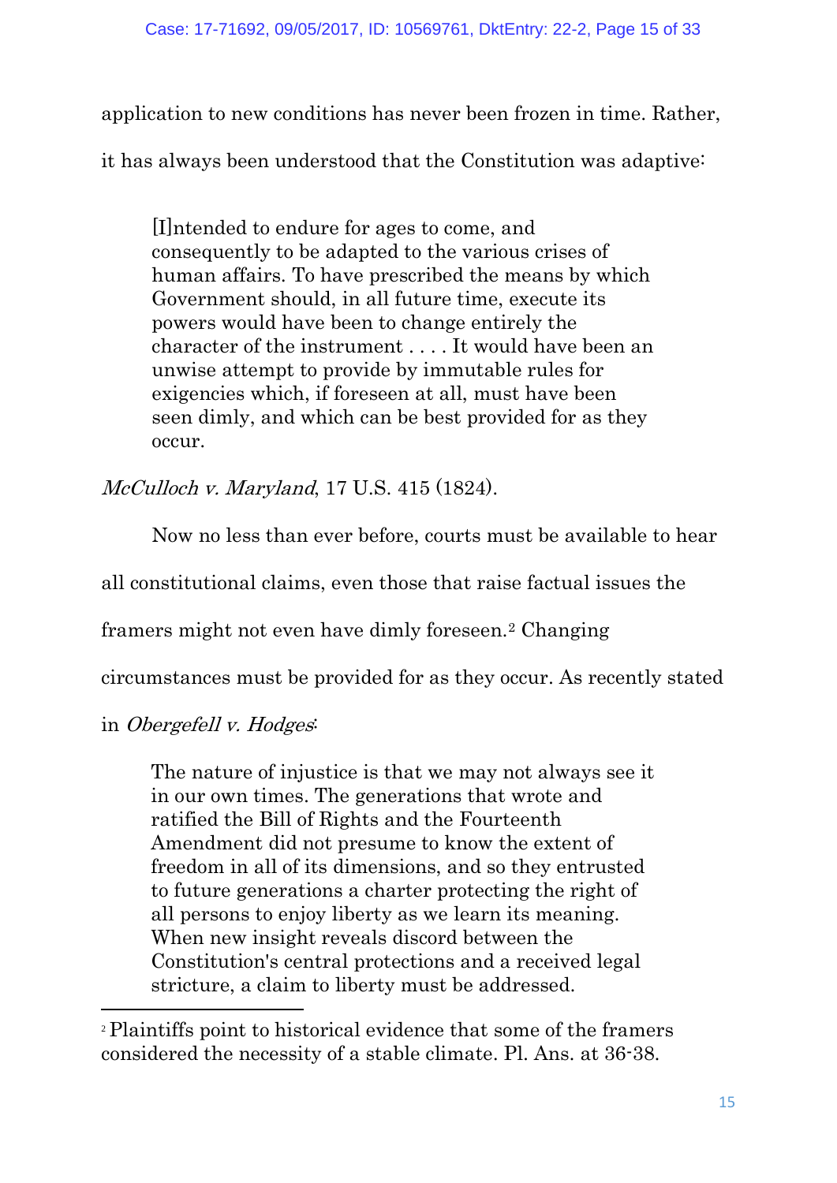application to new conditions has never been frozen in time. Rather, it has always been understood that the Constitution was adaptive:

> [I]ntended to endure for ages to come, and consequently to be adapted to the various crises of human affairs. To have prescribed the means by which Government should, in all future time, execute its powers would have been to change entirely the character of the instrument . . . . It would have been an unwise attempt to provide by immutable rules for exigencies which, if foreseen at all, must have been seen dimly, and which can be best provided for as they occur.

*McCulloch v. Maryland*, 17 U.S. 415 (1824).

Now no less than ever before, courts must be available to hear all constitutional claims, even those that raise factual issues the framers might not even have dimly foreseen.[2] Changing circumstances must be provided for as they occur. As recently stated in *Obergefell v. Hodges*:

> The nature of injustice is that we may not always see it in our own times. The generations that wrote and ratified the Bill of Rights and the Fourteenth Amendment did not presume to know the extent of freedom in all of its dimensions, and so they entrusted to future generations a charter protecting the right of all persons to enjoy liberty as we learn its meaning. When new insight reveals discord between the Constitution's central protections and a received legal stricture, a claim to liberty must be addressed.

---

[2] Plaintiffs point to historical evidence that some of the framers considered the necessity of a stable climate. Pl. Ans. at 36-38.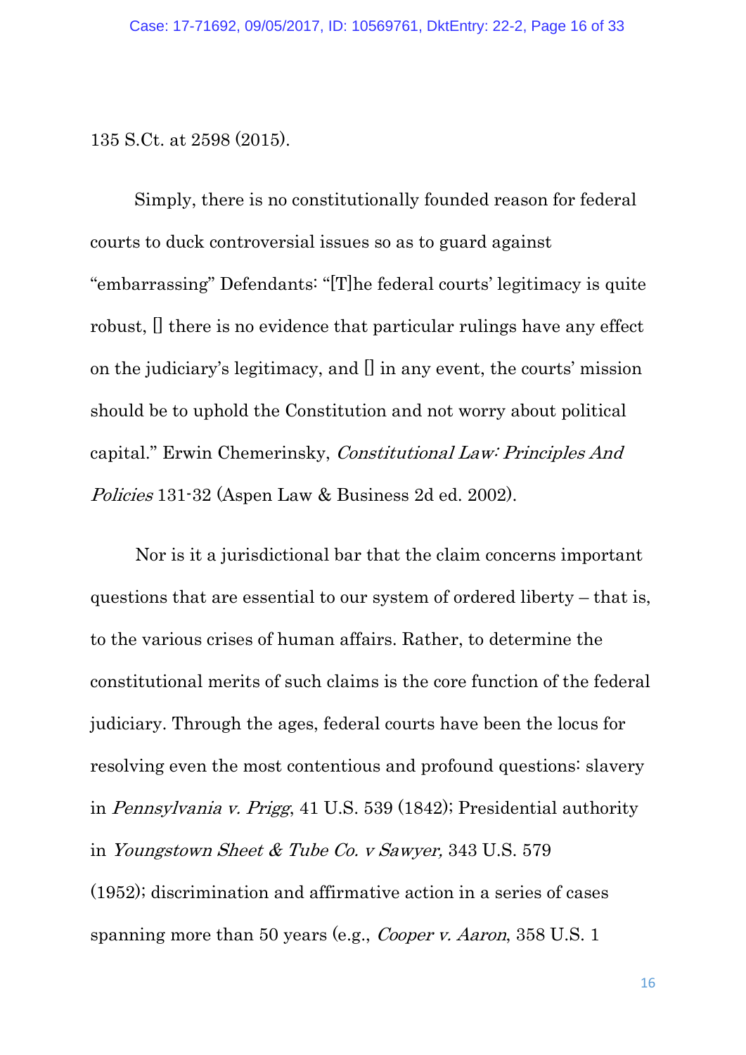135 S.Ct. at 2598 (2015).

Simply, there is no constitutionally founded reason for federal courts to duck controversial issues so as to guard against "embarrassing" Defendants: "[T]he federal courts' legitimacy is quite robust, [] there is no evidence that particular rulings have any effect on the judiciary's legitimacy, and [] in any event, the courts' mission should be to uphold the Constitution and not worry about political capital." Erwin Chemerinsky, *Constitutional Law: Principles And Policies* 131-32 (Aspen Law & Business 2d ed. 2002).

Nor is it a jurisdictional bar that the claim concerns important questions that are essential to our system of ordered liberty – that is, to the various crises of human affairs. Rather, to determine the constitutional merits of such claims is the core function of the federal judiciary. Through the ages, federal courts have been the locus for resolving even the most contentious and profound questions: slavery in *Pennsylvania v. Prigg*, 41 U.S. 539 (1842); Presidential authority in *Youngstown Sheet & Tube Co. v Sawyer,* 343 U.S. 579 (1952); discrimination and affirmative action in a series of cases spanning more than 50 years (e.g., *Cooper v. Aaron*, 358 U.S. 1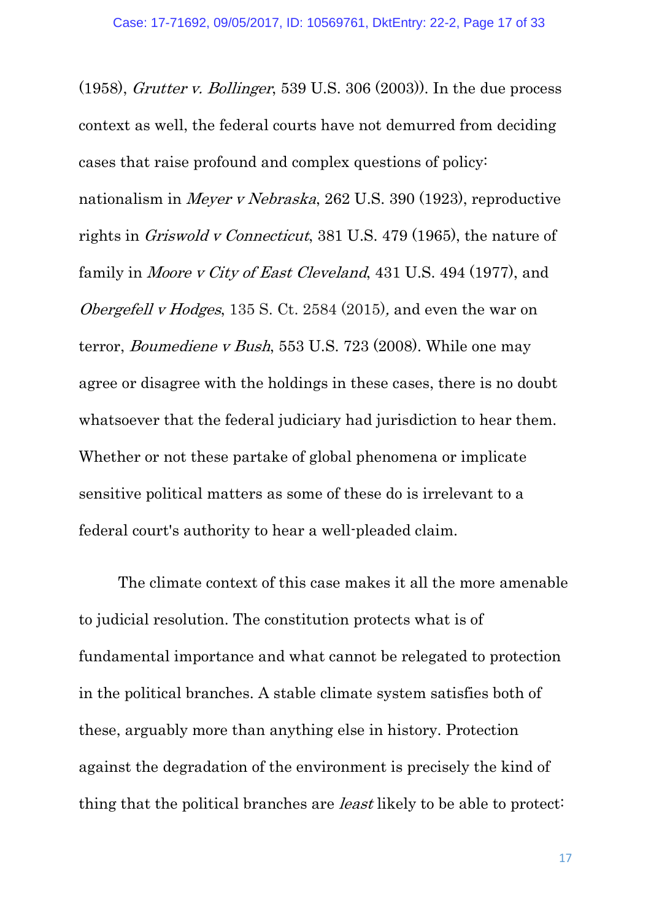(1958), *Grutter v. Bollinger*, 539 U.S. 306 (2003)). In the due process context as well, the federal courts have not demurred from deciding cases that raise profound and complex questions of policy: nationalism in *Meyer v Nebraska*, 262 U.S. 390 (1923), reproductive rights in *Griswold v Connecticut*, 381 U.S. 479 (1965), the nature of family in *Moore v City of East Cleveland*, 431 U.S. 494 (1977), and *Obergefell v Hodges*, 135 S. Ct. 2584 (2015), and even the war on terror, *Boumediene v Bush*, 553 U.S. 723 (2008). While one may agree or disagree with the holdings in these cases, there is no doubt whatsoever that the federal judiciary had jurisdiction to hear them. Whether or not these partake of global phenomena or implicate sensitive political matters as some of these do is irrelevant to a federal court's authority to hear a well-pleaded claim.

The climate context of this case makes it all the more amenable to judicial resolution. The constitution protects what is of fundamental importance and what cannot be relegated to protection in the political branches. A stable climate system satisfies both of these, arguably more than anything else in history. Protection against the degradation of the environment is precisely the kind of thing that the political branches are *least* likely to be able to protect: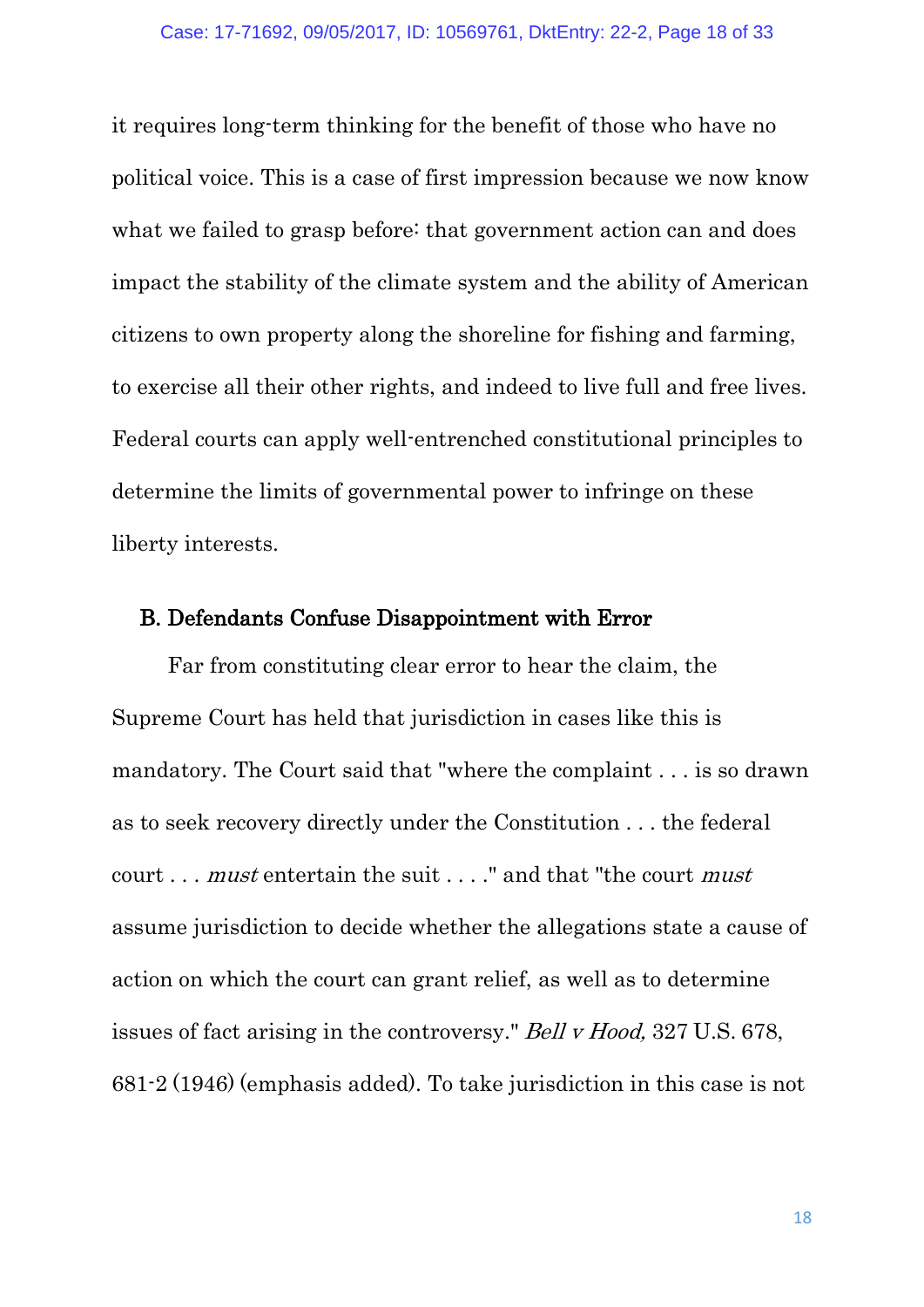it requires long-term thinking for the benefit of those who have no political voice. This is a case of first impression because we now know what we failed to grasp before: that government action can and does impact the stability of the climate system and the ability of American citizens to own property along the shoreline for fishing and farming, to exercise all their other rights, and indeed to live full and free lives. Federal courts can apply well-entrenched constitutional principles to determine the limits of governmental power to infringe on these liberty interests.

### B. Defendants Confuse Disappointment with Error

Far from constituting clear error to hear the claim, the Supreme Court has held that jurisdiction in cases like this is mandatory. The Court said that "where the complaint . . . is so drawn as to seek recovery directly under the Constitution . . . the federal court . . . *must* entertain the suit . . . ." and that "the court *must* assume jurisdiction to decide whether the allegations state a cause of action on which the court can grant relief, as well as to determine issues of fact arising in the controversy." *Bell v Hood,* 327 U.S. 678, 681-2 (1946) (emphasis added). To take jurisdiction in this case is not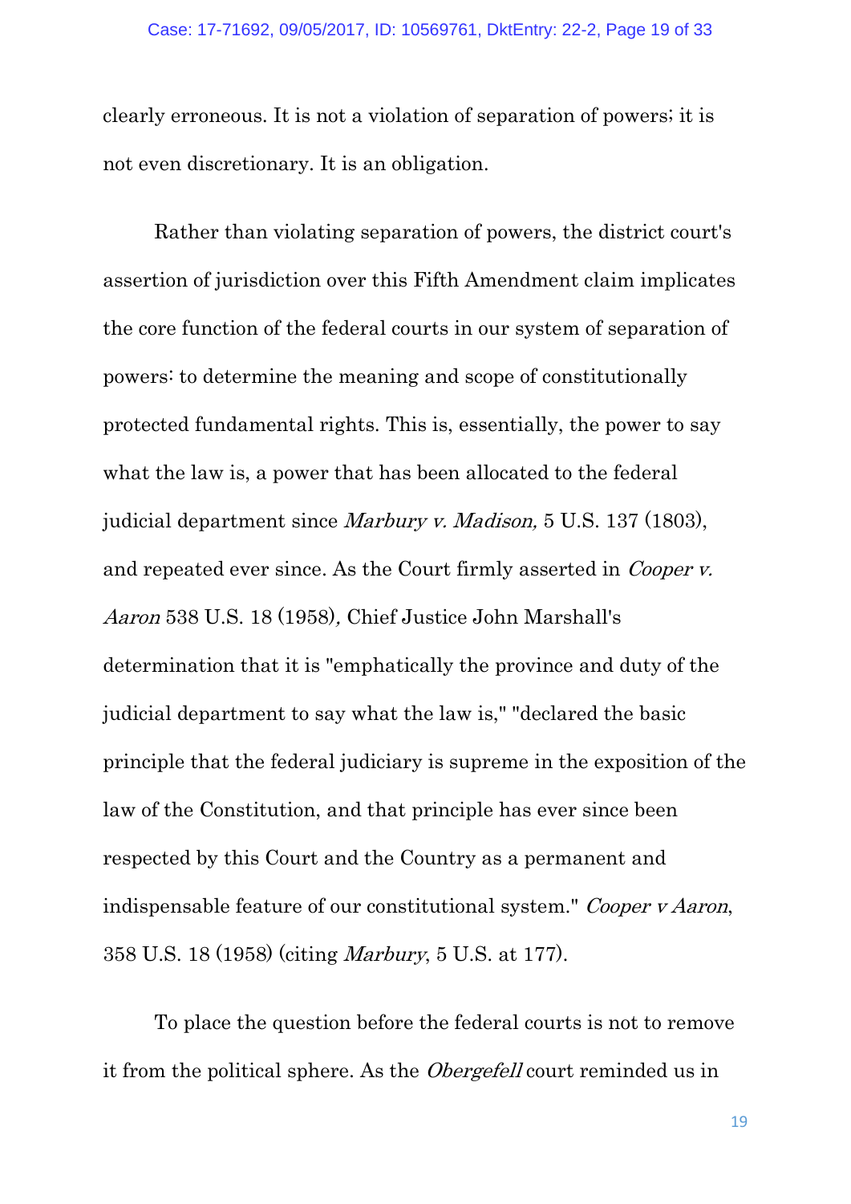clearly erroneous. It is not a violation of separation of powers; it is not even discretionary. It is an obligation.

Rather than violating separation of powers, the district court's assertion of jurisdiction over this Fifth Amendment claim implicates the core function of the federal courts in our system of separation of powers: to determine the meaning and scope of constitutionally protected fundamental rights. This is, essentially, the power to say what the law is, a power that has been allocated to the federal judicial department since *Marbury v. Madison,* 5 U.S. 137 (1803), and repeated ever since. As the Court firmly asserted in *Cooper v. Aaron* 538 U.S. 18 (1958)*,* Chief Justice John Marshall's determination that it is "emphatically the province and duty of the judicial department to say what the law is," "declared the basic principle that the federal judiciary is supreme in the exposition of the law of the Constitution, and that principle has ever since been respected by this Court and the Country as a permanent and indispensable feature of our constitutional system." *Cooper v Aaron*, 358 U.S. 18 (1958) (citing *Marbury*, 5 U.S. at 177).

To place the question before the federal courts is not to remove it from the political sphere. As the *Obergefell* court reminded us in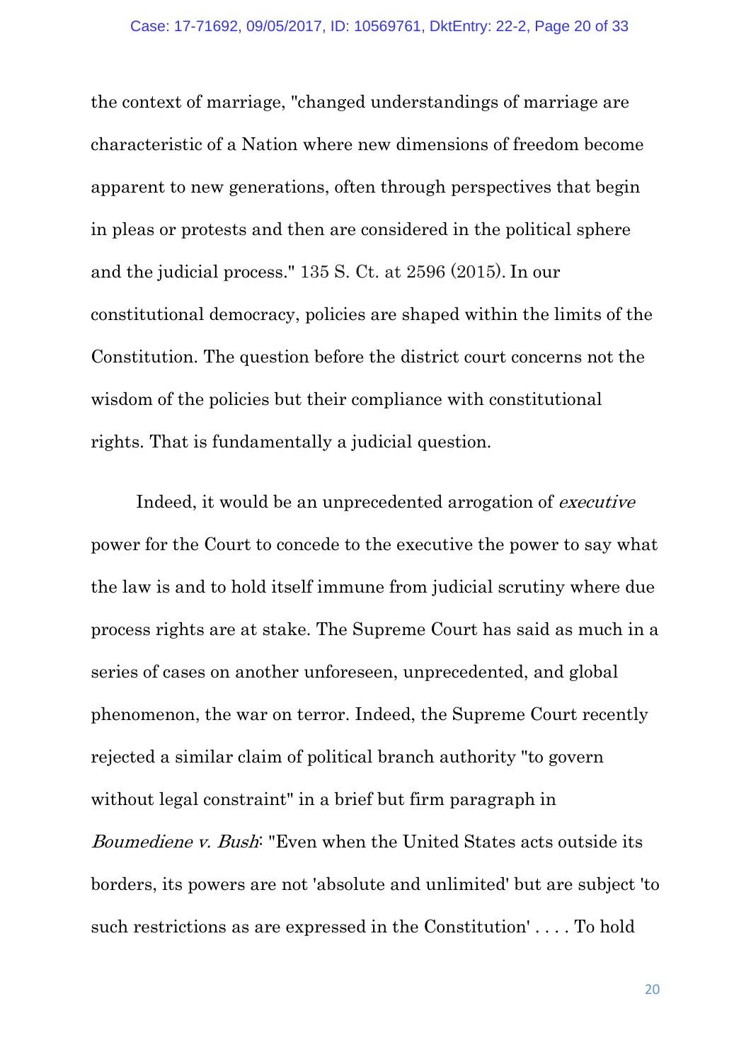the context of marriage, "changed understandings of marriage are characteristic of a Nation where new dimensions of freedom become apparent to new generations, often through perspectives that begin in pleas or protests and then are considered in the political sphere and the judicial process." 135 S. Ct. at 2596 (2015). In our constitutional democracy, policies are shaped within the limits of the Constitution. The question before the district court concerns not the wisdom of the policies but their compliance with constitutional rights. That is fundamentally a judicial question.

Indeed, it would be an unprecedented arrogation of *executive* power for the Court to concede to the executive the power to say what the law is and to hold itself immune from judicial scrutiny where due process rights are at stake. The Supreme Court has said as much in a series of cases on another unforeseen, unprecedented, and global phenomenon, the war on terror. Indeed, the Supreme Court recently rejected a similar claim of political branch authority "to govern without legal constraint" in a brief but firm paragraph in *Boumediene v. Bush*: "Even when the United States acts outside its borders, its powers are not 'absolute and unlimited' but are subject 'to such restrictions as are expressed in the Constitution' . . . . To hold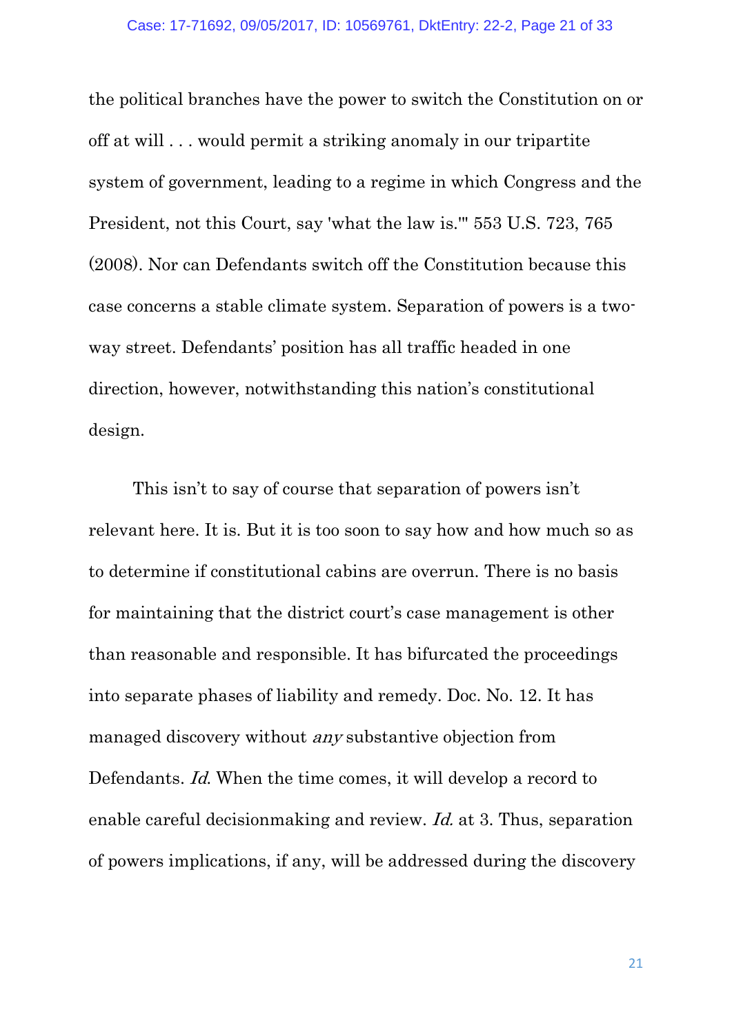the political branches have the power to switch the Constitution on or off at will . . . would permit a striking anomaly in our tripartite system of government, leading to a regime in which Congress and the President, not this Court, say 'what the law is.'" 553 U.S. 723, 765 (2008). Nor can Defendants switch off the Constitution because this case concerns a stable climate system. Separation of powers is a two-way street. Defendants' position has all traffic headed in one direction, however, notwithstanding this nation's constitutional design.

This isn't to say of course that separation of powers isn't relevant here. It is. But it is too soon to say how and how much so as to determine if constitutional cabins are overrun. There is no basis for maintaining that the district court's case management is other than reasonable and responsible. It has bifurcated the proceedings into separate phases of liability and remedy. Doc. No. 12. It has managed discovery without *any* substantive objection from Defendants. *Id.* When the time comes, it will develop a record to enable careful decisionmaking and review. *Id.* at 3. Thus, separation of powers implications, if any, will be addressed during the discovery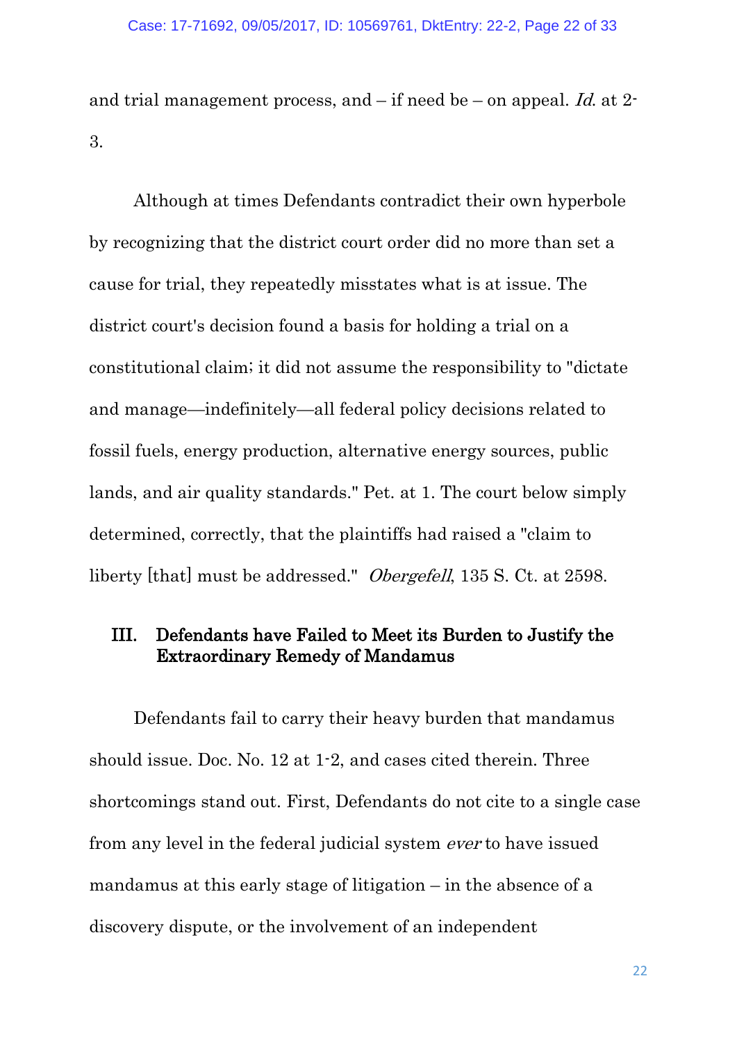and trial management process, and – if need be – on appeal. *Id.* at 2-3.

Although at times Defendants contradict their own hyperbole by recognizing that the district court order did no more than set a cause for trial, they repeatedly misstates what is at issue. The district court's decision found a basis for holding a trial on a constitutional claim; it did not assume the responsibility to "dictate and manage—indefinitely—all federal policy decisions related to fossil fuels, energy production, alternative energy sources, public lands, and air quality standards." Pet. at 1. The court below simply determined, correctly, that the plaintiffs had raised a "claim to liberty [that] must be addressed." *Obergefell*, 135 S. Ct. at 2598.

## III. Defendants have Failed to Meet its Burden to Justify the Extraordinary Remedy of Mandamus

Defendants fail to carry their heavy burden that mandamus should issue. Doc. No. 12 at 1-2, and cases cited therein. Three shortcomings stand out. First, Defendants do not cite to a single case from any level in the federal judicial system *ever* to have issued mandamus at this early stage of litigation – in the absence of a discovery dispute, or the involvement of an independent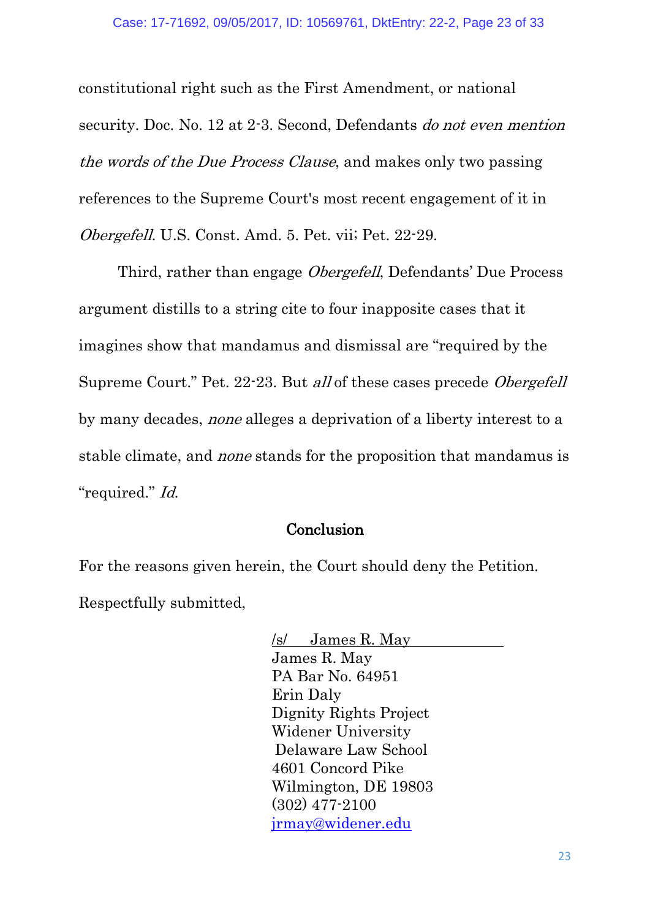constitutional right such as the First Amendment, or national security. Doc. No. 12 at 2-3. Second, Defendants *do not even mention the words of the Due Process Clause*, and makes only two passing references to the Supreme Court's most recent engagement of it in *Obergefell*. U.S. Const. Amd. 5. Pet. vii; Pet. 22-29.

Third, rather than engage *Obergefell*, Defendants' Due Process argument distills to a string cite to four inapposite cases that it imagines show that mandamus and dismissal are "required by the Supreme Court." Pet. 22-23. But *all* of these cases precede *Obergefell* by many decades, *none* alleges a deprivation of a liberty interest to a stable climate, and *none* stands for the proposition that mandamus is "required." *Id.*

## Conclusion

For the reasons given herein, the Court should deny the Petition.

Respectfully submitted,

/s/ James R. May
James R. May
PA Bar No. 64951
Erin Daly
Dignity Rights Project
Widener University
Delaware Law School
4601 Concord Pike
Wilmington, DE 19803
(302) 477-2100
jrmay@widener.edu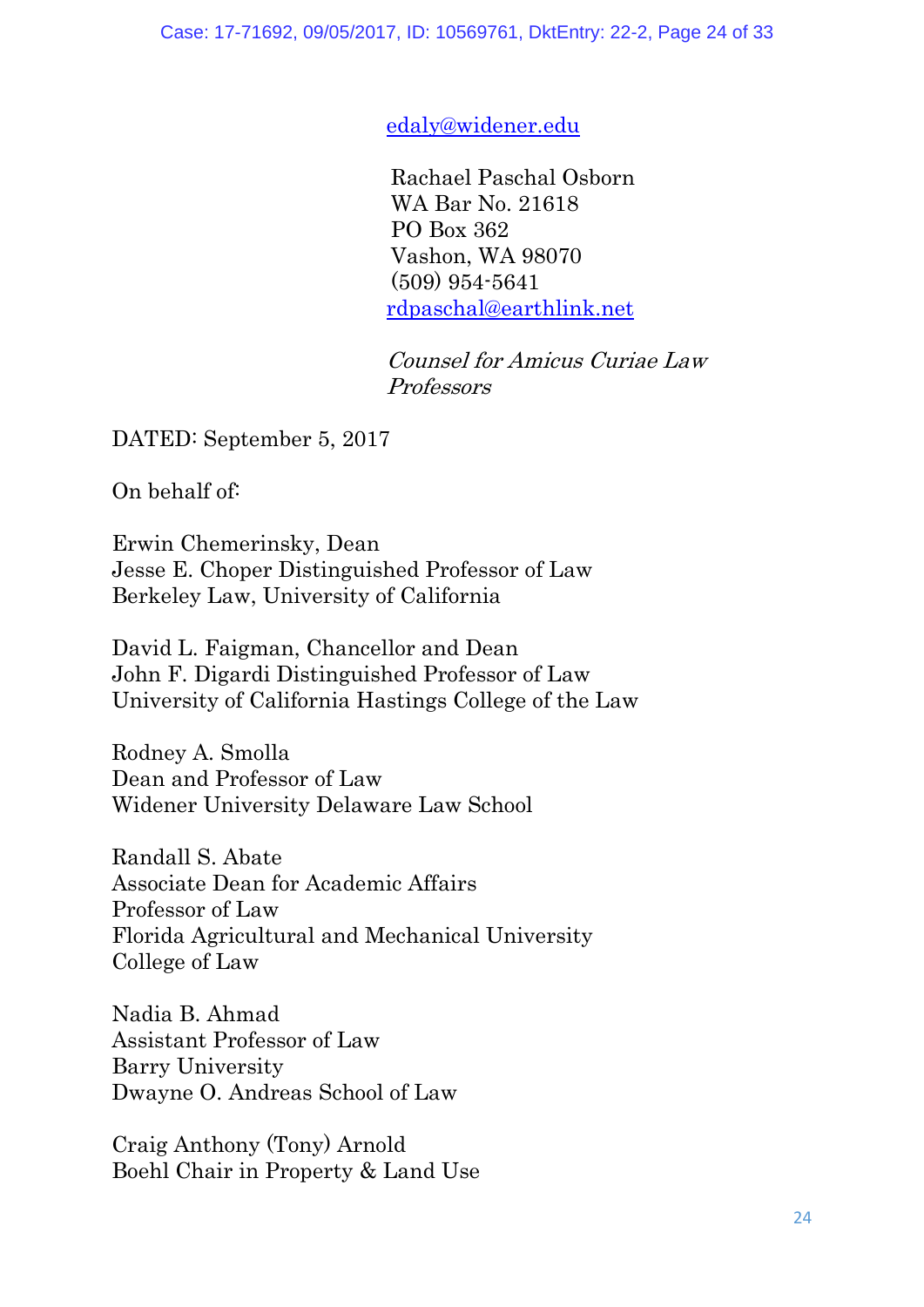edaly@widener.edu

Rachael Paschal Osborn
WA Bar No. 21618
PO Box 362
Vashon, WA 98070
(509) 954-5641
rdpaschal@earthlink.net

*Counsel for Amicus Curiae Law Professors*

DATED: September 5, 2017

On behalf of:

Erwin Chemerinsky, Dean
Jesse E. Choper Distinguished Professor of Law
Berkeley Law, University of California

David L. Faigman, Chancellor and Dean
John F. Digardi Distinguished Professor of Law
University of California Hastings College of the Law

Rodney A. Smolla
Dean and Professor of Law
Widener University Delaware Law School

Randall S. Abate
Associate Dean for Academic Affairs
Professor of Law
Florida Agricultural and Mechanical University
College of Law

Nadia B. Ahmad
Assistant Professor of Law
Barry University
Dwayne O. Andreas School of Law

Craig Anthony (Tony) Arnold
Boehl Chair in Property & Land Use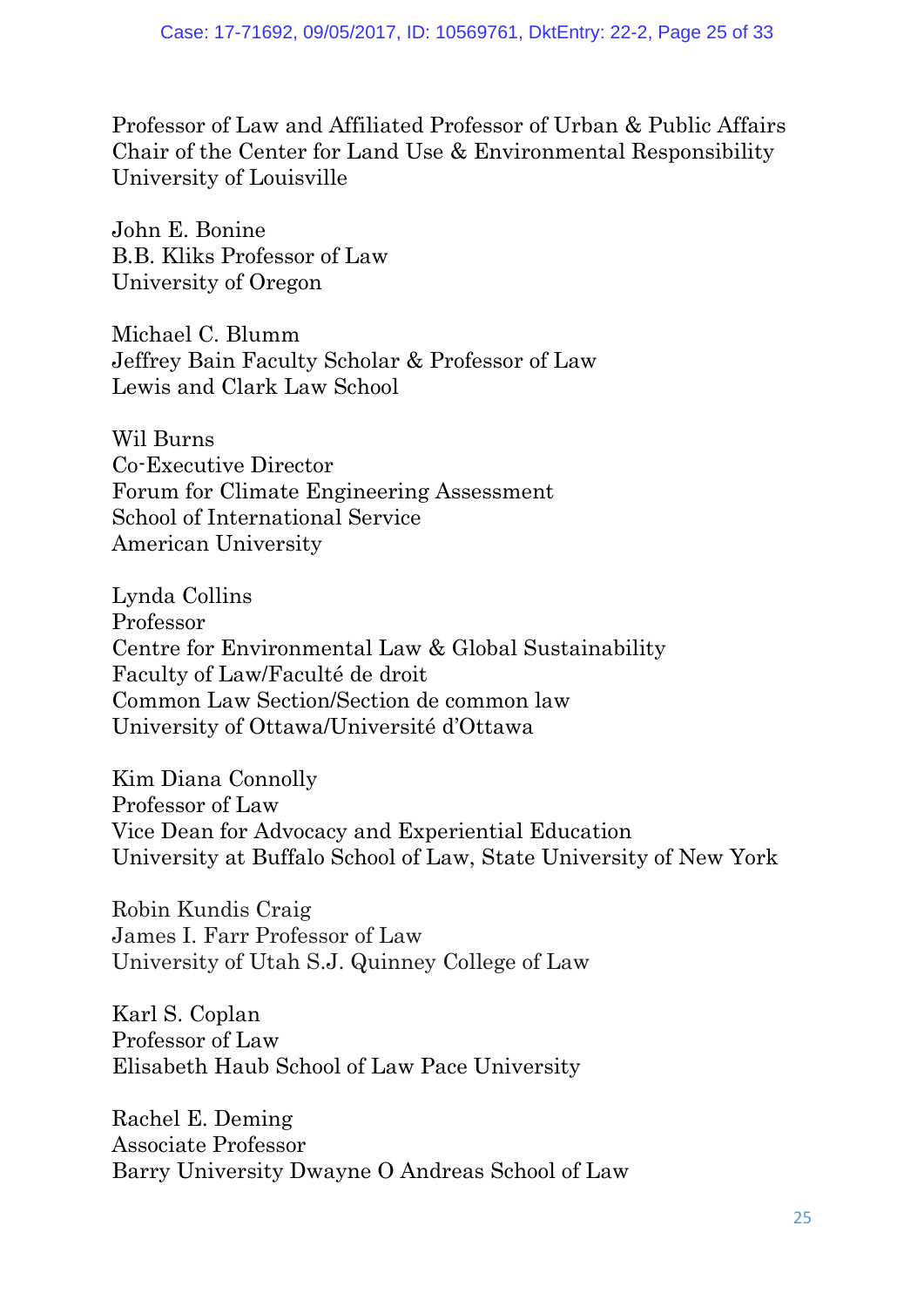Professor of Law and Affiliated Professor of Urban & Public Affairs
Chair of the Center for Land Use & Environmental Responsibility
University of Louisville

John E. Bonine
B.B. Kliks Professor of Law
University of Oregon

Michael C. Blumm
Jeffrey Bain Faculty Scholar & Professor of Law
Lewis and Clark Law School

Wil Burns
Co-Executive Director
Forum for Climate Engineering Assessment
School of International Service
American University

Lynda Collins
Professor
Centre for Environmental Law & Global Sustainability
Faculty of Law/Faculté de droit
Common Law Section/Section de common law
University of Ottawa/Université d'Ottawa

Kim Diana Connolly
Professor of Law
Vice Dean for Advocacy and Experiential Education
University at Buffalo School of Law, State University of New York

Robin Kundis Craig
James I. Farr Professor of Law
University of Utah S.J. Quinney College of Law

Karl S. Coplan
Professor of Law
Elisabeth Haub School of Law Pace University

Rachel E. Deming
Associate Professor
Barry University Dwayne O Andreas School of Law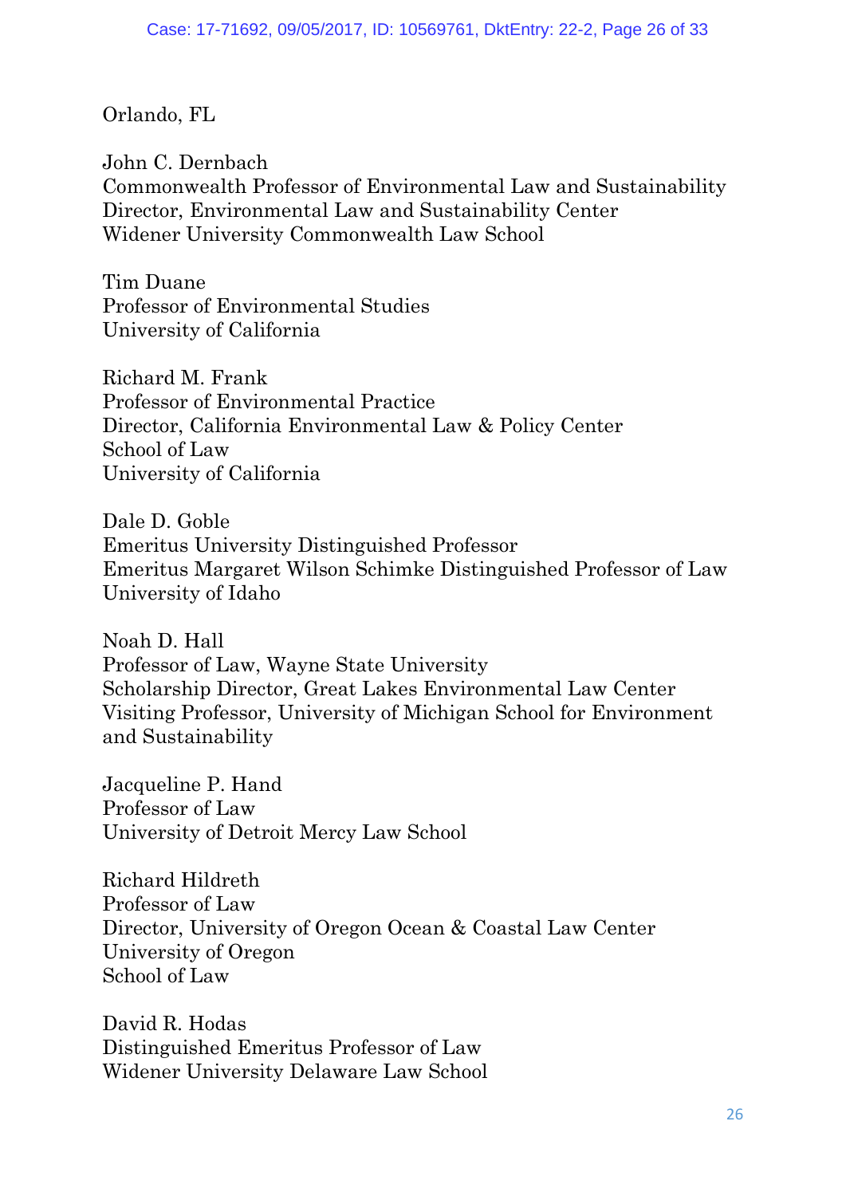Orlando, FL

John C. Dernbach
Commonwealth Professor of Environmental Law and Sustainability
Director, Environmental Law and Sustainability Center
Widener University Commonwealth Law School

Tim Duane
Professor of Environmental Studies
University of California

Richard M. Frank
Professor of Environmental Practice
Director, California Environmental Law & Policy Center
School of Law
University of California

Dale D. Goble
Emeritus University Distinguished Professor
Emeritus Margaret Wilson Schimke Distinguished Professor of Law
University of Idaho

Noah D. Hall
Professor of Law, Wayne State University
Scholarship Director, Great Lakes Environmental Law Center
Visiting Professor, University of Michigan School for Environment and Sustainability

Jacqueline P. Hand
Professor of Law
University of Detroit Mercy Law School

Richard Hildreth
Professor of Law
Director, University of Oregon Ocean & Coastal Law Center
University of Oregon
School of Law

David R. Hodas
Distinguished Emeritus Professor of Law
Widener University Delaware Law School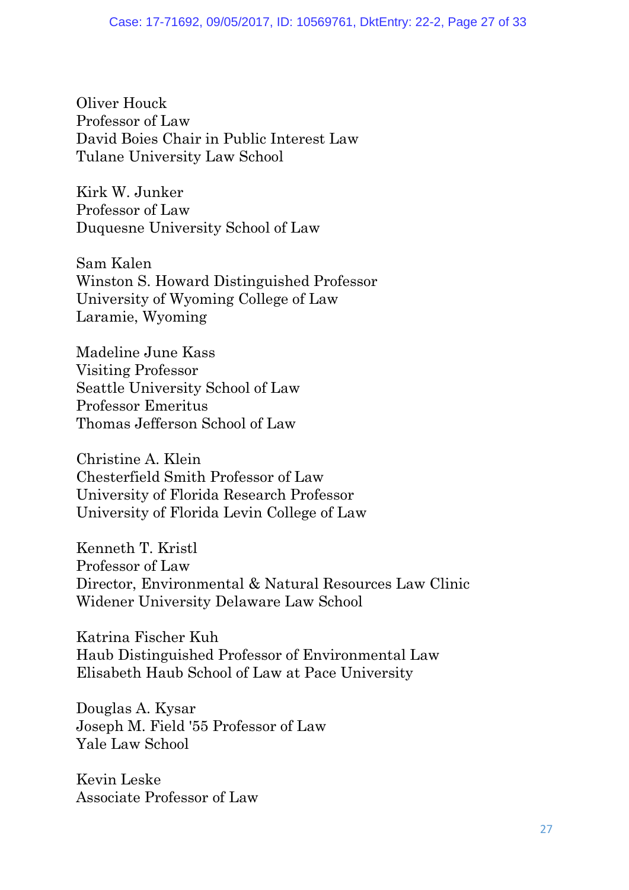Oliver Houck
Professor of Law
David Boies Chair in Public Interest Law
Tulane University Law School

Kirk W. Junker
Professor of Law
Duquesne University School of Law

Sam Kalen
Winston S. Howard Distinguished Professor
University of Wyoming College of Law
Laramie, Wyoming

Madeline June Kass
Visiting Professor
Seattle University School of Law
Professor Emeritus
Thomas Jefferson School of Law

Christine A. Klein
Chesterfield Smith Professor of Law
University of Florida Research Professor
University of Florida Levin College of Law

Kenneth T. Kristl
Professor of Law
Director, Environmental & Natural Resources Law Clinic
Widener University Delaware Law School

Katrina Fischer Kuh
Haub Distinguished Professor of Environmental Law
Elisabeth Haub School of Law at Pace University

Douglas A. Kysar
Joseph M. Field '55 Professor of Law
Yale Law School

Kevin Leske
Associate Professor of Law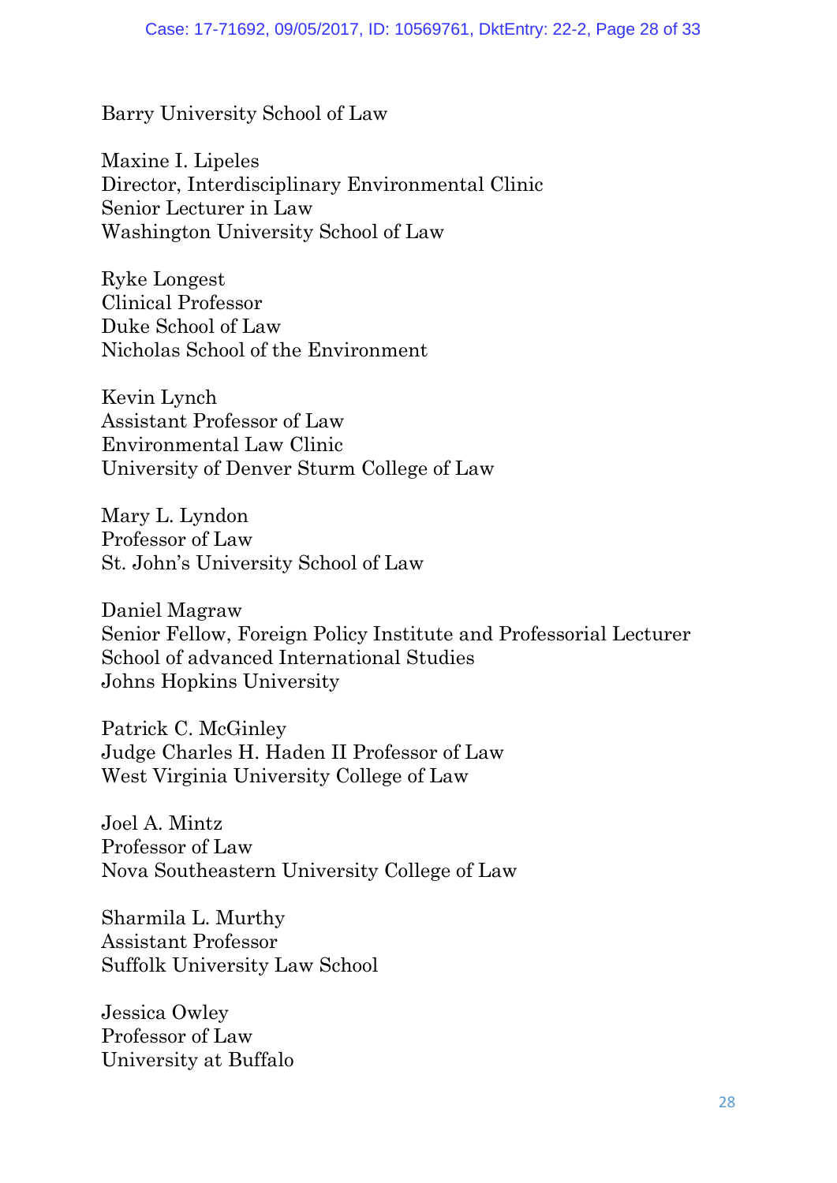Barry University School of Law

Maxine I. Lipeles
Director, Interdisciplinary Environmental Clinic
Senior Lecturer in Law
Washington University School of Law

Ryke Longest
Clinical Professor
Duke School of Law
Nicholas School of the Environment

Kevin Lynch
Assistant Professor of Law
Environmental Law Clinic
University of Denver Sturm College of Law

Mary L. Lyndon
Professor of Law
St. John's University School of Law

Daniel Magraw
Senior Fellow, Foreign Policy Institute and Professorial Lecturer
School of advanced International Studies
Johns Hopkins University

Patrick C. McGinley
Judge Charles H. Haden II Professor of Law
West Virginia University College of Law

Joel A. Mintz
Professor of Law
Nova Southeastern University College of Law

Sharmila L. Murthy
Assistant Professor
Suffolk University Law School

Jessica Owley
Professor of Law
University at Buffalo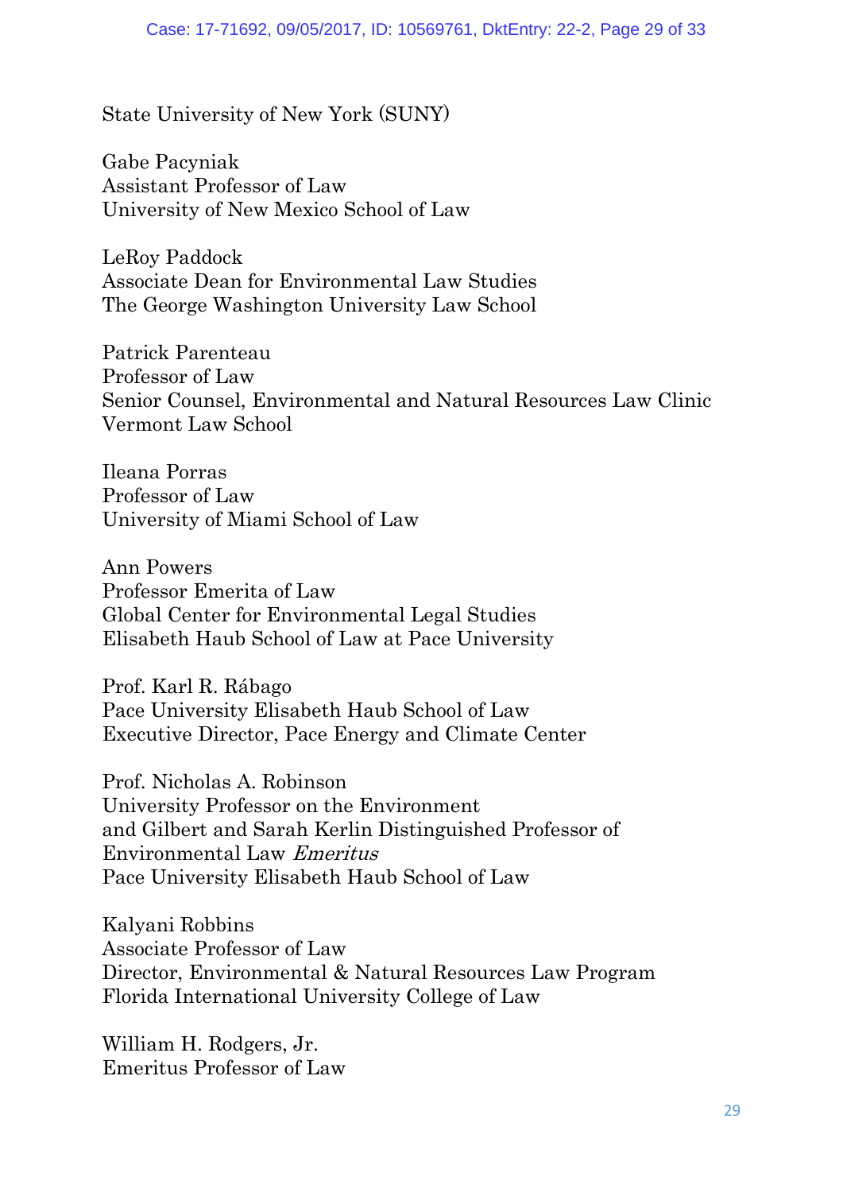State University of New York (SUNY)

Gabe Pacyniak
Assistant Professor of Law
University of New Mexico School of Law

LeRoy Paddock
Associate Dean for Environmental Law Studies
The George Washington University Law School

Patrick Parenteau
Professor of Law
Senior Counsel, Environmental and Natural Resources Law Clinic
Vermont Law School

Ileana Porras
Professor of Law
University of Miami School of Law

Ann Powers
Professor Emerita of Law
Global Center for Environmental Legal Studies
Elisabeth Haub School of Law at Pace University

Prof. Karl R. Rábago
Pace University Elisabeth Haub School of Law
Executive Director, Pace Energy and Climate Center

Prof. Nicholas A. Robinson
University Professor on the Environment
and Gilbert and Sarah Kerlin Distinguished Professor of Environmental Law *Emeritus*
Pace University Elisabeth Haub School of Law

Kalyani Robbins
Associate Professor of Law
Director, Environmental & Natural Resources Law Program
Florida International University College of Law

William H. Rodgers, Jr.
Emeritus Professor of Law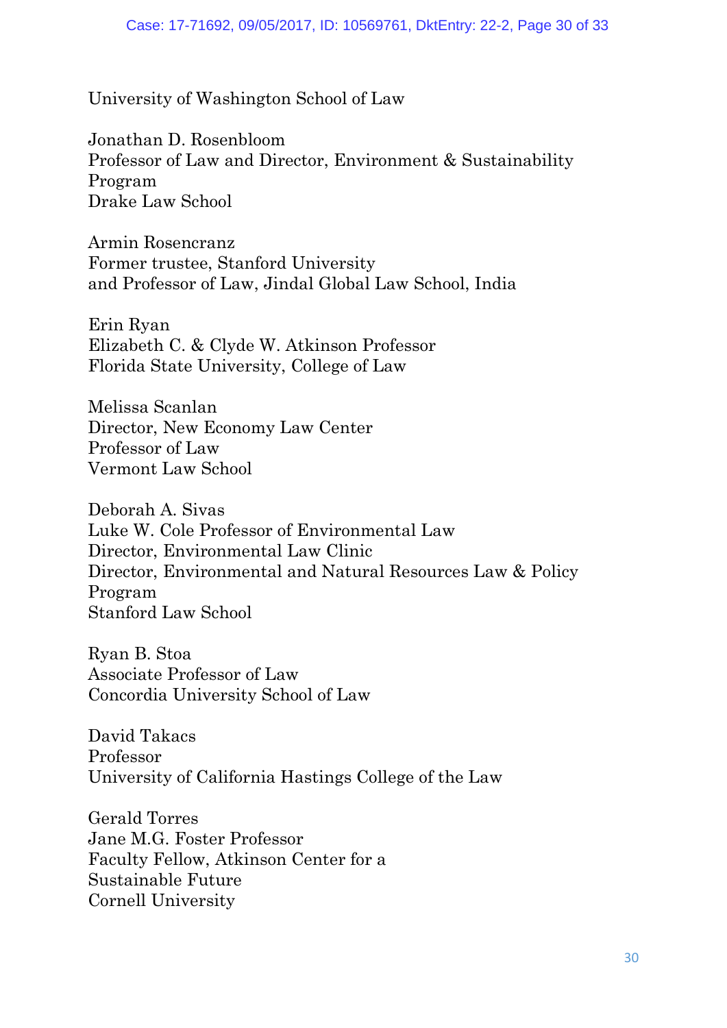University of Washington School of Law

Jonathan D. Rosenbloom
Professor of Law and Director, Environment & Sustainability Program
Drake Law School

Armin Rosencranz
Former trustee, Stanford University
and Professor of Law, Jindal Global Law School, India

Erin Ryan
Elizabeth C. & Clyde W. Atkinson Professor
Florida State University, College of Law

Melissa Scanlan
Director, New Economy Law Center
Professor of Law
Vermont Law School

Deborah A. Sivas
Luke W. Cole Professor of Environmental Law
Director, Environmental Law Clinic
Director, Environmental and Natural Resources Law & Policy Program
Stanford Law School

Ryan B. Stoa
Associate Professor of Law
Concordia University School of Law

David Takacs
Professor
University of California Hastings College of the Law

Gerald Torres
Jane M.G. Foster Professor
Faculty Fellow, Atkinson Center for a Sustainable Future
Cornell University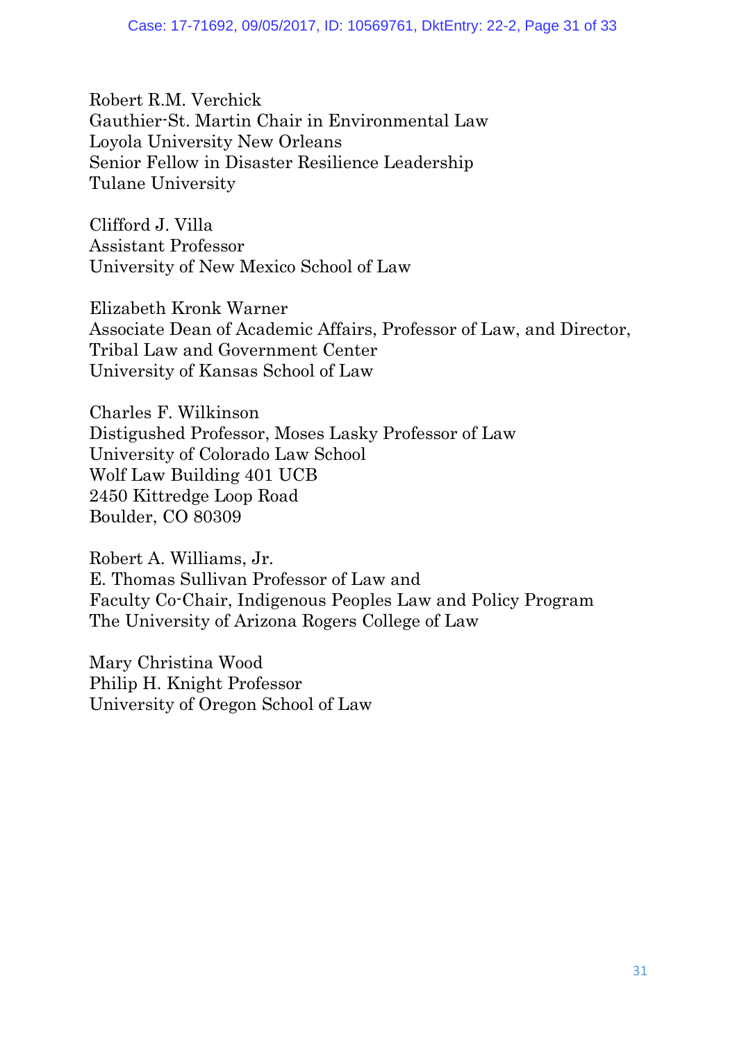Robert R.M. Verchick
Gauthier-St. Martin Chair in Environmental Law
Loyola University New Orleans
Senior Fellow in Disaster Resilience Leadership
Tulane University

Clifford J. Villa
Assistant Professor
University of New Mexico School of Law

Elizabeth Kronk Warner
Associate Dean of Academic Affairs, Professor of Law, and Director, Tribal Law and Government Center
University of Kansas School of Law

Charles F. Wilkinson
Distigushed Professor, Moses Lasky Professor of Law
University of Colorado Law School
Wolf Law Building 401 UCB
2450 Kittredge Loop Road
Boulder, CO 80309

Robert A. Williams, Jr.
E. Thomas Sullivan Professor of Law and
Faculty Co-Chair, Indigenous Peoples Law and Policy Program
The University of Arizona Rogers College of Law

Mary Christina Wood
Philip H. Knight Professor
University of Oregon School of Law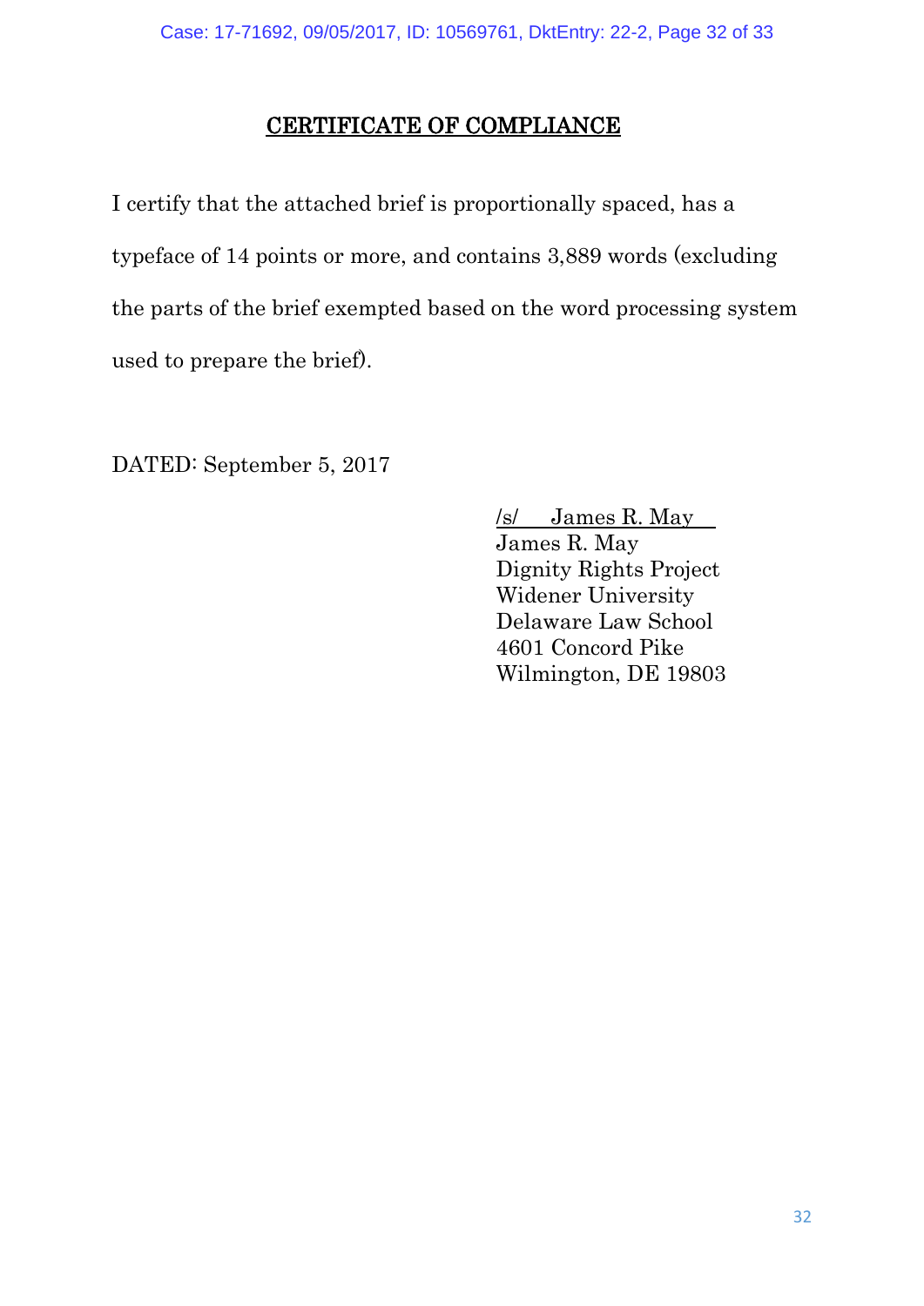## CERTIFICATE OF COMPLIANCE

I certify that the attached brief is proportionally spaced, has a typeface of 14 points or more, and contains 3,889 words (excluding the parts of the brief exempted based on the word processing system used to prepare the brief).

DATED: September 5, 2017

/s/ James R. May
James R. May
Dignity Rights Project
Widener University
Delaware Law School
4601 Concord Pike
Wilmington, DE 19803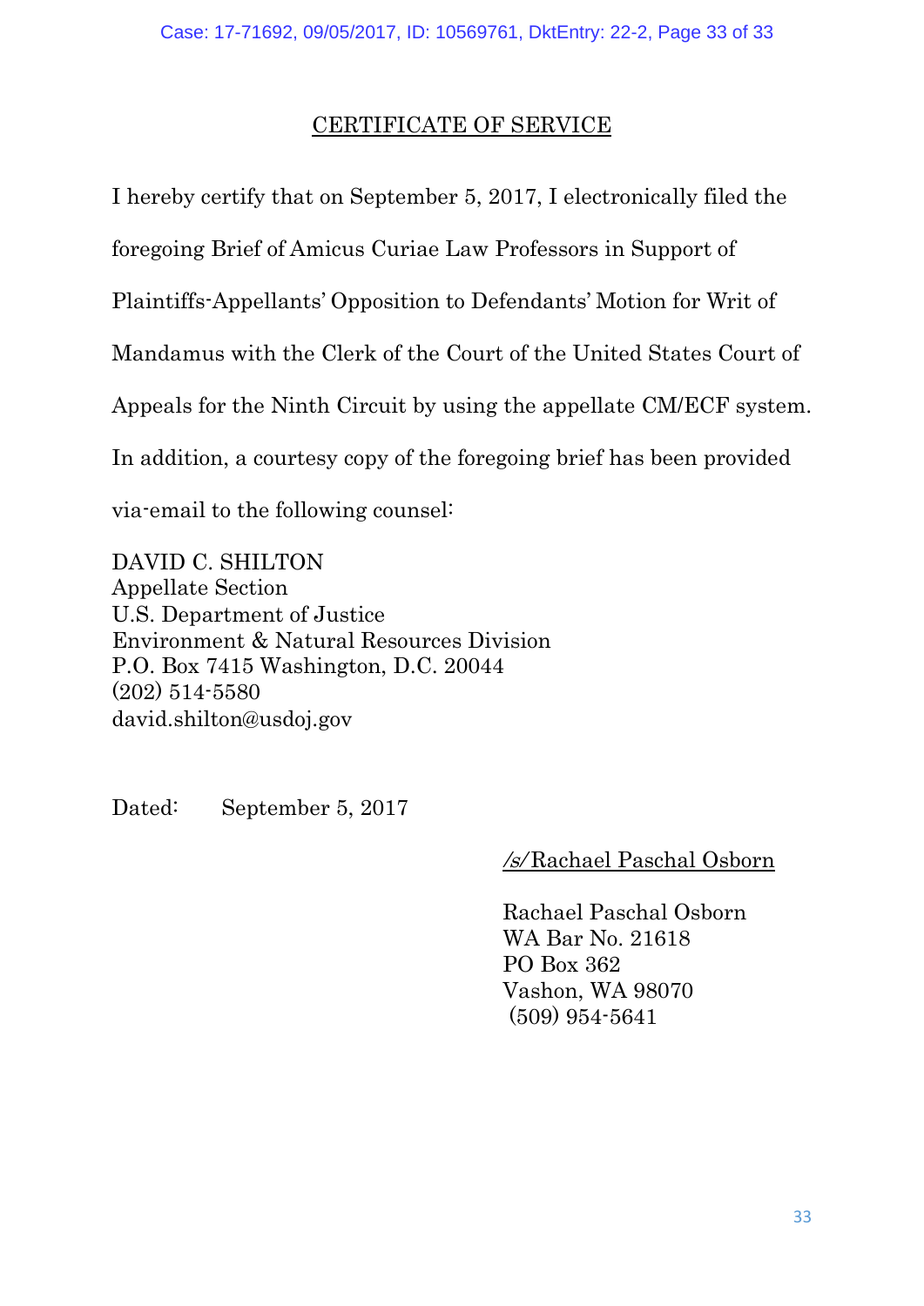## CERTIFICATE OF SERVICE

I hereby certify that on September 5, 2017, I electronically filed the foregoing Brief of Amicus Curiae Law Professors in Support of Plaintiffs-Appellants' Opposition to Defendants' Motion for Writ of Mandamus with the Clerk of the Court of the United States Court of Appeals for the Ninth Circuit by using the appellate CM/ECF system. In addition, a courtesy copy of the foregoing brief has been provided via-email to the following counsel:

DAVID C. SHILTON
Appellate Section
U.S. Department of Justice
Environment & Natural Resources Division
P.O. Box 7415 Washington, D.C. 20044
(202) 514-5580
david.shilton@usdoj.gov

Dated: September 5, 2017

*/s/* Rachael Paschal Osborn

Rachael Paschal Osborn
WA Bar No. 21618
PO Box 362
Vashon, WA 98070
(509) 954-5641